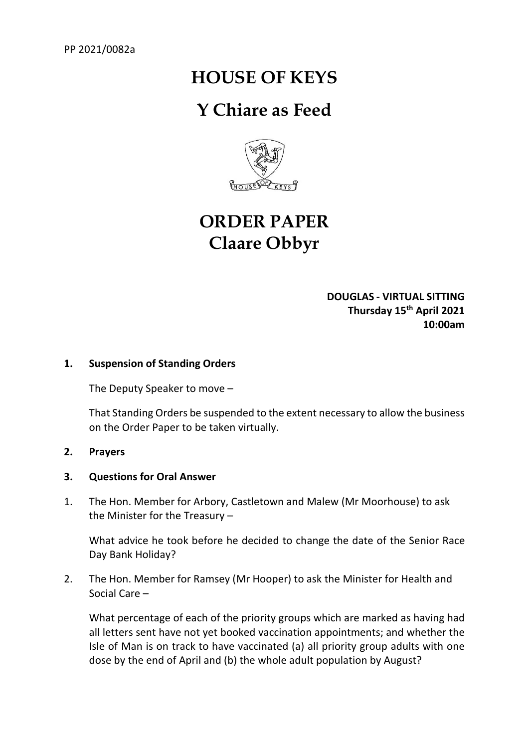PP 2021/0082a

# HOUSE OF KEYS

# Y Chiare as Feed

# ORDER PAPER
# Claare Obbyr

**DOUGLAS - VIRTUAL SITTING**
**Thursday 15th April 2021**
**10:00am**

**1. Suspension of Standing Orders**

The Deputy Speaker to move –

That Standing Orders be suspended to the extent necessary to allow the business on the Order Paper to be taken virtually.

**2. Prayers**

**3. Questions for Oral Answer**

1. The Hon. Member for Arbory, Castletown and Malew (Mr Moorhouse) to ask the Minister for the Treasury –

   What advice he took before he decided to change the date of the Senior Race Day Bank Holiday?

2. The Hon. Member for Ramsey (Mr Hooper) to ask the Minister for Health and Social Care –

   What percentage of each of the priority groups which are marked as having had all letters sent have not yet booked vaccination appointments; and whether the Isle of Man is on track to have vaccinated (a) all priority group adults with one dose by the end of April and (b) the whole adult population by August?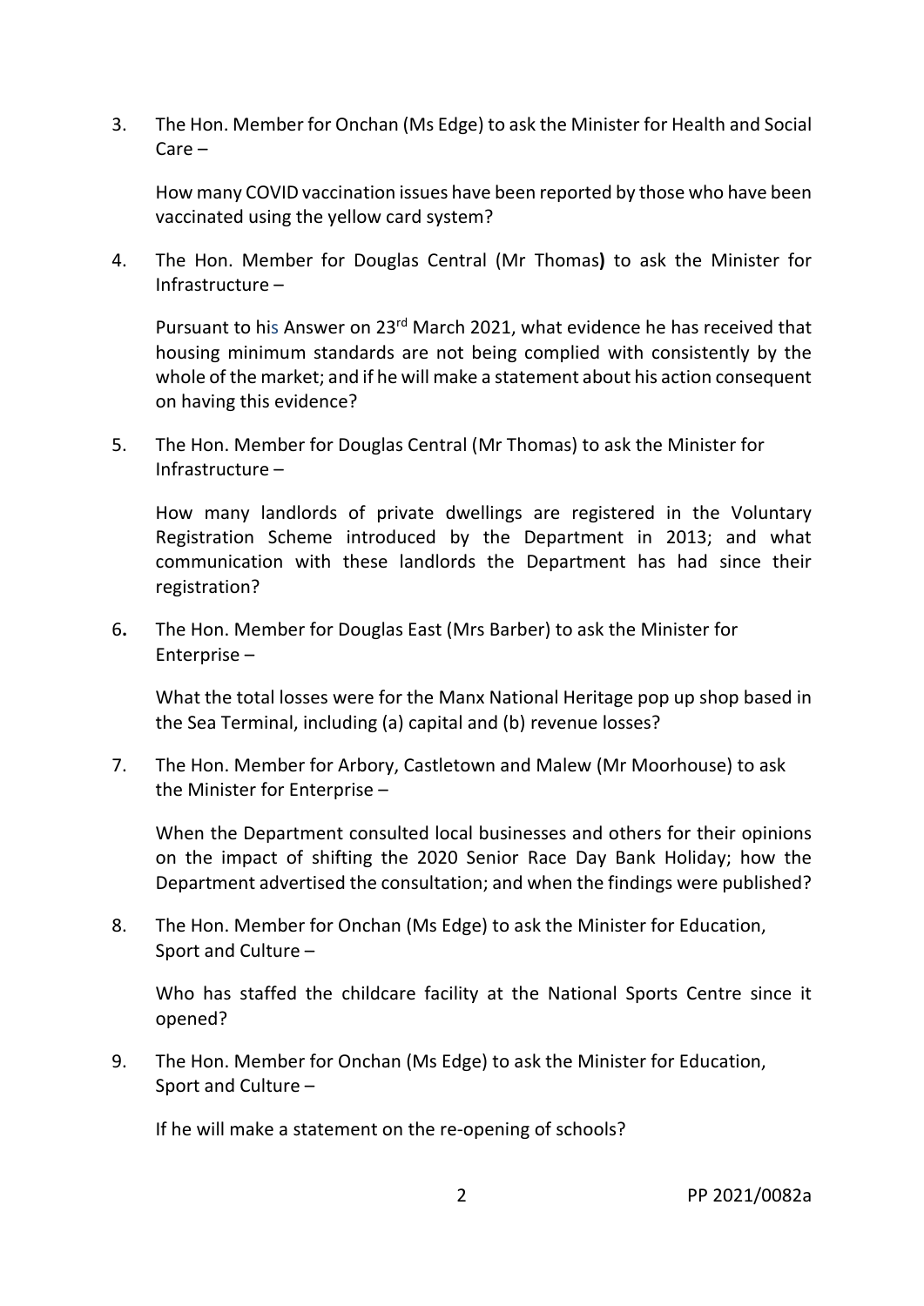3. The Hon. Member for Onchan (Ms Edge) to ask the Minister for Health and Social Care –

   How many COVID vaccination issues have been reported by those who have been vaccinated using the yellow card system?

4. The Hon. Member for Douglas Central (Mr Thomas**)** to ask the Minister for Infrastructure –

   Pursuant to his Answer on 23rd March 2021, what evidence he has received that housing minimum standards are not being complied with consistently by the whole of the market; and if he will make a statement about his action consequent on having this evidence?

5. The Hon. Member for Douglas Central (Mr Thomas) to ask the Minister for Infrastructure –

   How many landlords of private dwellings are registered in the Voluntary Registration Scheme introduced by the Department in 2013; and what communication with these landlords the Department has had since their registration?

6. The Hon. Member for Douglas East (Mrs Barber) to ask the Minister for Enterprise –

   What the total losses were for the Manx National Heritage pop up shop based in the Sea Terminal, including (a) capital and (b) revenue losses?

7. The Hon. Member for Arbory, Castletown and Malew (Mr Moorhouse) to ask the Minister for Enterprise –

   When the Department consulted local businesses and others for their opinions on the impact of shifting the 2020 Senior Race Day Bank Holiday; how the Department advertised the consultation; and when the findings were published?

8. The Hon. Member for Onchan (Ms Edge) to ask the Minister for Education, Sport and Culture –

   Who has staffed the childcare facility at the National Sports Centre since it opened?

9. The Hon. Member for Onchan (Ms Edge) to ask the Minister for Education, Sport and Culture –

   If he will make a statement on the re-opening of schools?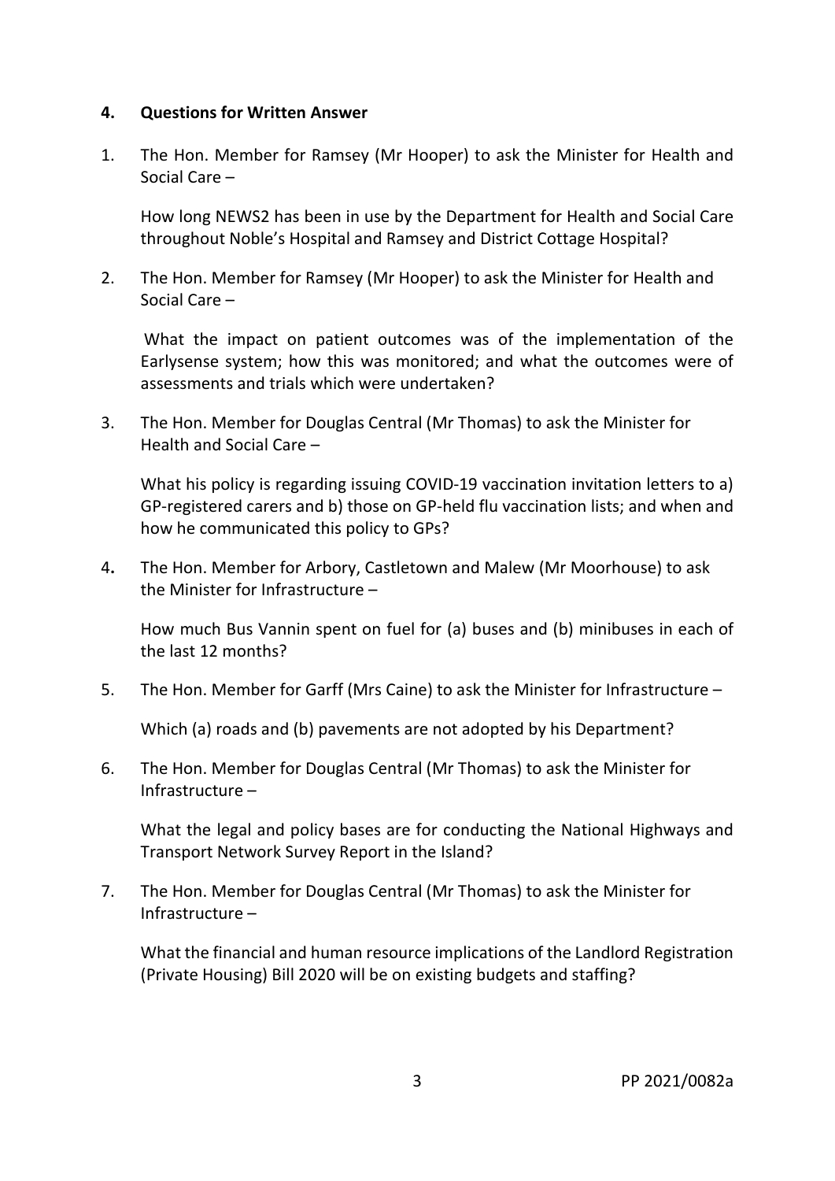## 4. Questions for Written Answer

1. The Hon. Member for Ramsey (Mr Hooper) to ask the Minister for Health and Social Care –

   How long NEWS2 has been in use by the Department for Health and Social Care throughout Noble's Hospital and Ramsey and District Cottage Hospital?

2. The Hon. Member for Ramsey (Mr Hooper) to ask the Minister for Health and Social Care –

   What the impact on patient outcomes was of the implementation of the Earlysense system; how this was monitored; and what the outcomes were of assessments and trials which were undertaken?

3. The Hon. Member for Douglas Central (Mr Thomas) to ask the Minister for Health and Social Care –

   What his policy is regarding issuing COVID-19 vaccination invitation letters to a) GP-registered carers and b) those on GP-held flu vaccination lists; and when and how he communicated this policy to GPs?

4. The Hon. Member for Arbory, Castletown and Malew (Mr Moorhouse) to ask the Minister for Infrastructure –

   How much Bus Vannin spent on fuel for (a) buses and (b) minibuses in each of the last 12 months?

5. The Hon. Member for Garff (Mrs Caine) to ask the Minister for Infrastructure –

   Which (a) roads and (b) pavements are not adopted by his Department?

6. The Hon. Member for Douglas Central (Mr Thomas) to ask the Minister for Infrastructure –

   What the legal and policy bases are for conducting the National Highways and Transport Network Survey Report in the Island?

7. The Hon. Member for Douglas Central (Mr Thomas) to ask the Minister for Infrastructure –

   What the financial and human resource implications of the Landlord Registration (Private Housing) Bill 2020 will be on existing budgets and staffing?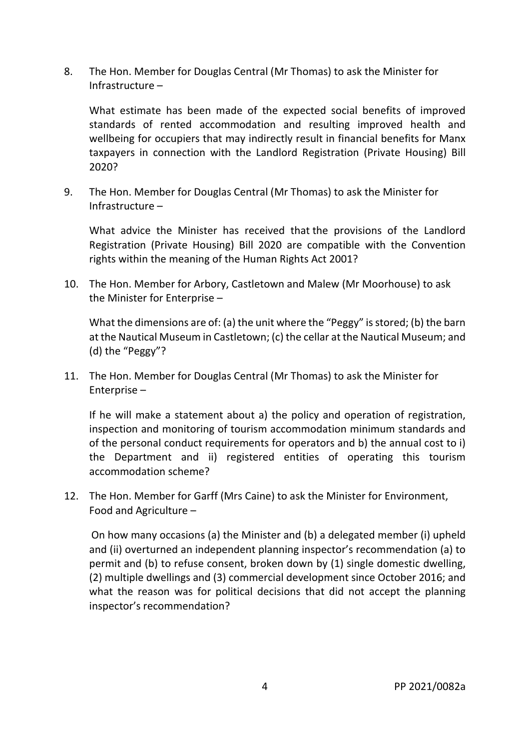8. The Hon. Member for Douglas Central (Mr Thomas) to ask the Minister for Infrastructure –

   What estimate has been made of the expected social benefits of improved standards of rented accommodation and resulting improved health and wellbeing for occupiers that may indirectly result in financial benefits for Manx taxpayers in connection with the Landlord Registration (Private Housing) Bill 2020?

9. The Hon. Member for Douglas Central (Mr Thomas) to ask the Minister for Infrastructure –

   What advice the Minister has received that the provisions of the Landlord Registration (Private Housing) Bill 2020 are compatible with the Convention rights within the meaning of the Human Rights Act 2001?

10. The Hon. Member for Arbory, Castletown and Malew (Mr Moorhouse) to ask the Minister for Enterprise –

    What the dimensions are of: (a) the unit where the "Peggy" is stored; (b) the barn at the Nautical Museum in Castletown; (c) the cellar at the Nautical Museum; and (d) the "Peggy"?

11. The Hon. Member for Douglas Central (Mr Thomas) to ask the Minister for Enterprise –

    If he will make a statement about a) the policy and operation of registration, inspection and monitoring of tourism accommodation minimum standards and of the personal conduct requirements for operators and b) the annual cost to i) the Department and ii) registered entities of operating this tourism accommodation scheme?

12. The Hon. Member for Garff (Mrs Caine) to ask the Minister for Environment, Food and Agriculture –

    On how many occasions (a) the Minister and (b) a delegated member (i) upheld and (ii) overturned an independent planning inspector's recommendation (a) to permit and (b) to refuse consent, broken down by (1) single domestic dwelling, (2) multiple dwellings and (3) commercial development since October 2016; and what the reason was for political decisions that did not accept the planning inspector's recommendation?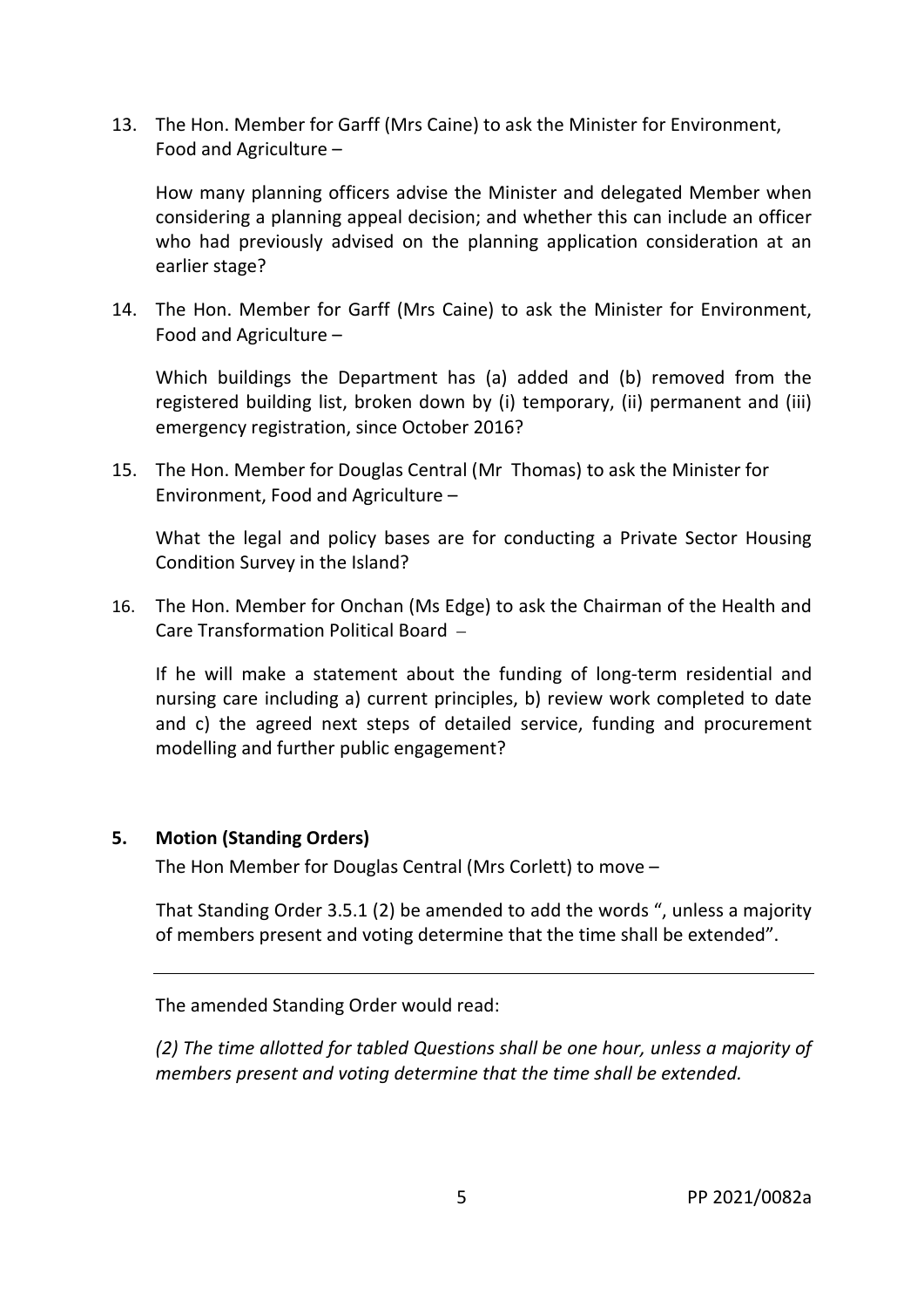13. The Hon. Member for Garff (Mrs Caine) to ask the Minister for Environment, Food and Agriculture –

    How many planning officers advise the Minister and delegated Member when considering a planning appeal decision; and whether this can include an officer who had previously advised on the planning application consideration at an earlier stage?

14. The Hon. Member for Garff (Mrs Caine) to ask the Minister for Environment, Food and Agriculture –

    Which buildings the Department has (a) added and (b) removed from the registered building list, broken down by (i) temporary, (ii) permanent and (iii) emergency registration, since October 2016?

15. The Hon. Member for Douglas Central (Mr Thomas) to ask the Minister for Environment, Food and Agriculture –

    What the legal and policy bases are for conducting a Private Sector Housing Condition Survey in the Island?

16. The Hon. Member for Onchan (Ms Edge) to ask the Chairman of the Health and Care Transformation Political Board –

    If he will make a statement about the funding of long-term residential and nursing care including a) current principles, b) review work completed to date and c) the agreed next steps of detailed service, funding and procurement modelling and further public engagement?

## 5. Motion (Standing Orders)

The Hon Member for Douglas Central (Mrs Corlett) to move –

That Standing Order 3.5.1 (2) be amended to add the words ", unless a majority of members present and voting determine that the time shall be extended".

---

The amended Standing Order would read:

*(2) The time allotted for tabled Questions shall be one hour, unless a majority of members present and voting determine that the time shall be extended.*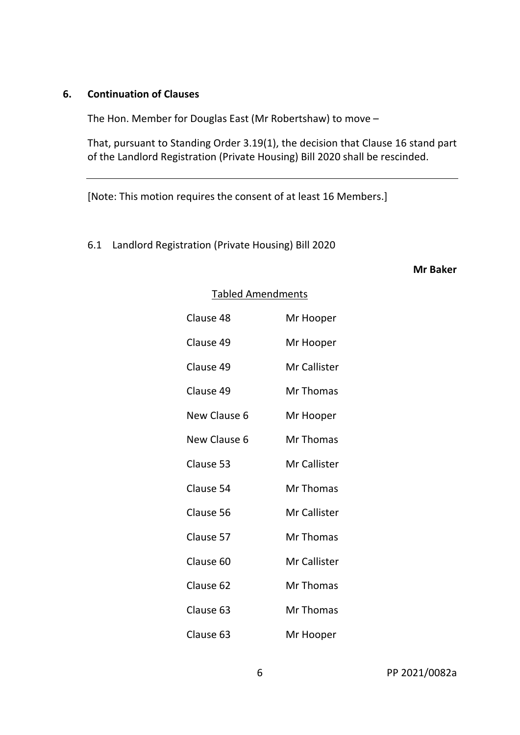## 6. Continuation of Clauses

The Hon. Member for Douglas East (Mr Robertshaw) to move –

That, pursuant to Standing Order 3.19(1), the decision that Clause 16 stand part of the Landlord Registration (Private Housing) Bill 2020 shall be rescinded.

---

[Note: This motion requires the consent of at least 16 Members.]

### 6.1 Landlord Registration (Private Housing) Bill 2020

**Mr Baker**

<u>Tabled Amendments</u>

| | |
|---|---|
| Clause 48 | Mr Hooper |
| Clause 49 | Mr Hooper |
| Clause 49 | Mr Callister |
| Clause 49 | Mr Thomas |
| New Clause 6 | Mr Hooper |
| New Clause 6 | Mr Thomas |
| Clause 53 | Mr Callister |
| Clause 54 | Mr Thomas |
| Clause 56 | Mr Callister |
| Clause 57 | Mr Thomas |
| Clause 60 | Mr Callister |
| Clause 62 | Mr Thomas |
| Clause 63 | Mr Thomas |
| Clause 63 | Mr Hooper |

PP 2021/0082a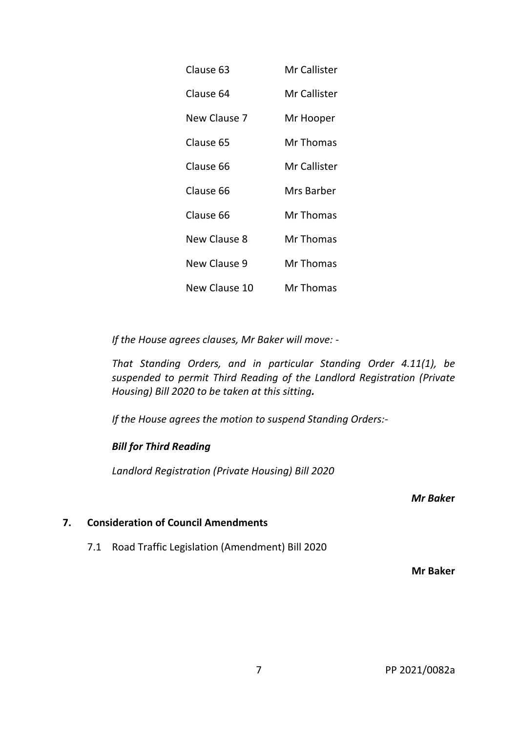| | |
|---|---|
| Clause 63 | Mr Callister |
| Clause 64 | Mr Callister |
| New Clause 7 | Mr Hooper |
| Clause 65 | Mr Thomas |
| Clause 66 | Mr Callister |
| Clause 66 | Mrs Barber |
| Clause 66 | Mr Thomas |
| New Clause 8 | Mr Thomas |
| New Clause 9 | Mr Thomas |
| New Clause 10 | Mr Thomas |

*If the House agrees clauses, Mr Baker will move: -*

*That Standing Orders, and in particular Standing Order 4.11(1), be suspended to permit Third Reading of the Landlord Registration (Private Housing) Bill 2020 to be taken at this sitting.*

*If the House agrees the motion to suspend Standing Orders:-*

***Bill for Third Reading***

*Landlord Registration (Private Housing) Bill 2020*

***Mr Baker***

**7. Consideration of Council Amendments**

7.1 Road Traffic Legislation (Amendment) Bill 2020

**Mr Baker**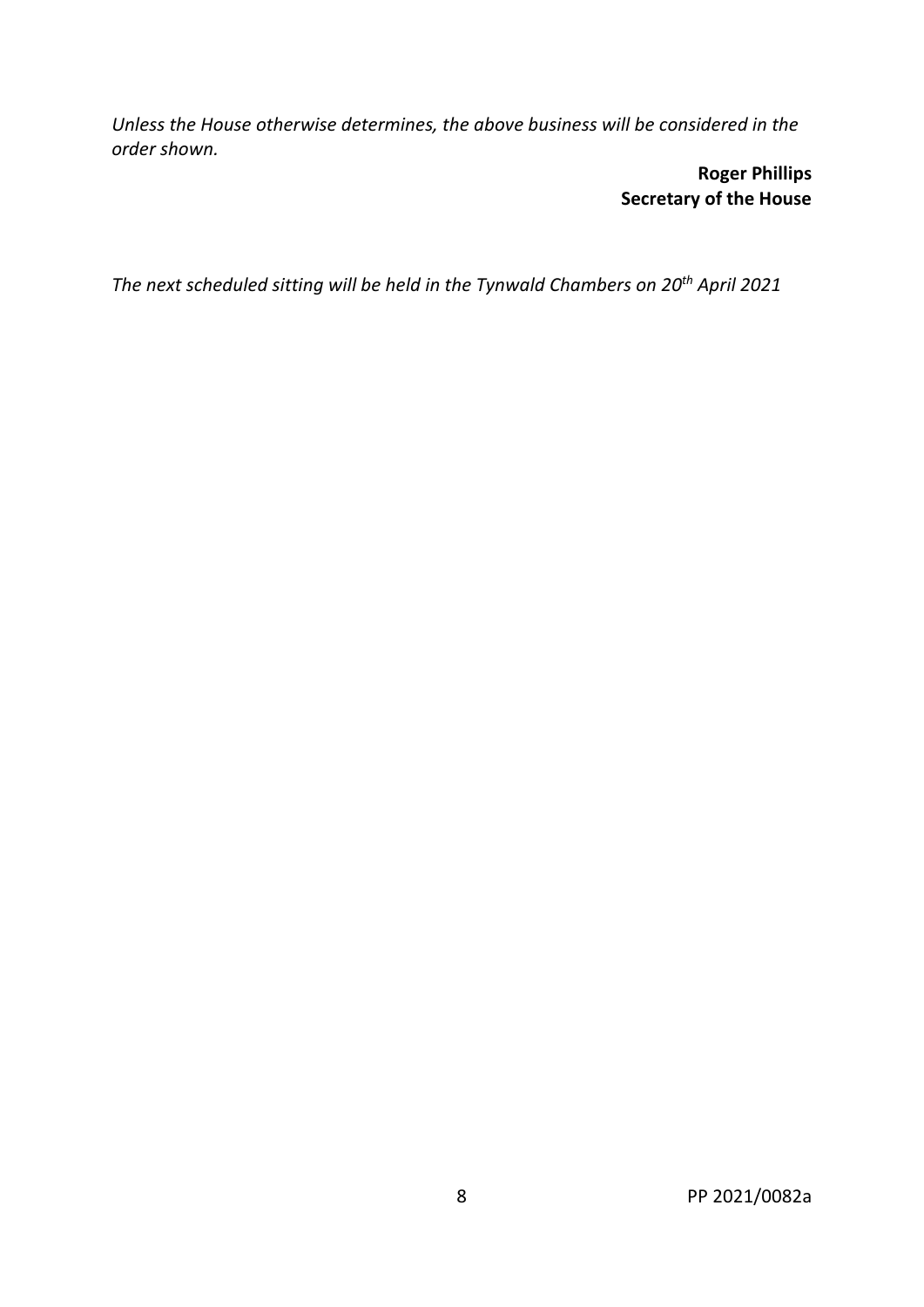*Unless the House otherwise determines, the above business will be considered in the order shown.*

**Roger Phillips**
**Secretary of the House**

*The next scheduled sitting will be held in the Tynwald Chambers on 20th April 2021*

PP 2021/0082a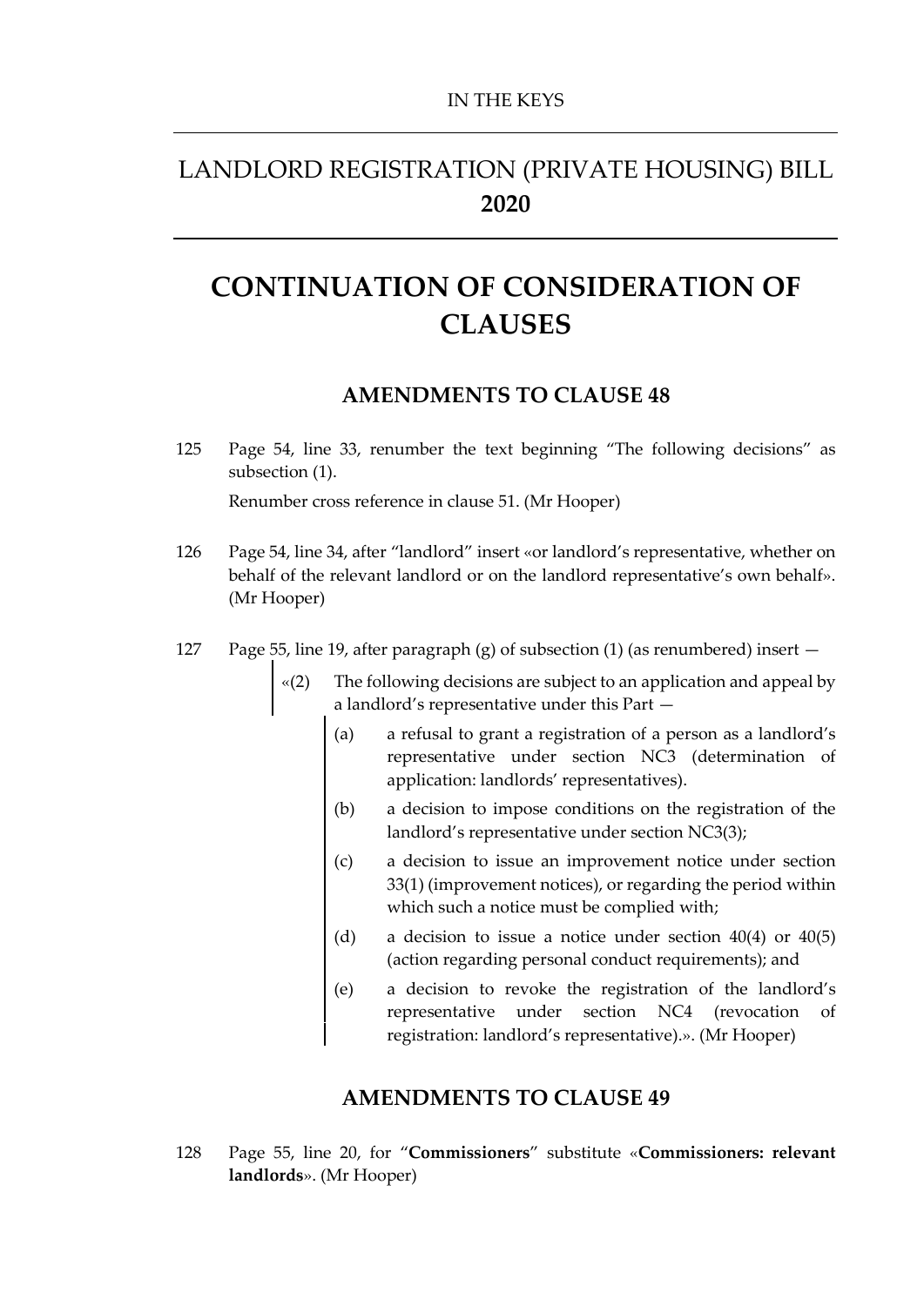IN THE KEYS

# LANDLORD REGISTRATION (PRIVATE HOUSING) BILL **2020**

# CONTINUATION OF CONSIDERATION OF CLAUSES

## AMENDMENTS TO CLAUSE 48

125 Page 54, line 33, renumber the text beginning "The following decisions" as subsection (1).

Renumber cross reference in clause 51. (Mr Hooper)

126 Page 54, line 34, after "landlord" insert «or landlord's representative, whether on behalf of the relevant landlord or on the landlord representative's own behalf». (Mr Hooper)

127 Page 55, line 19, after paragraph (g) of subsection (1) (as renumbered) insert —

«(2) The following decisions are subject to an application and appeal by a landlord's representative under this Part —

(a) a refusal to grant a registration of a person as a landlord's representative under section NC3 (determination of application: landlords' representatives).

(b) a decision to impose conditions on the registration of the landlord's representative under section NC3(3);

(c) a decision to issue an improvement notice under section 33(1) (improvement notices), or regarding the period within which such a notice must be complied with;

(d) a decision to issue a notice under section 40(4) or 40(5) (action regarding personal conduct requirements); and

(e) a decision to revoke the registration of the landlord's representative under section NC4 (revocation of registration: landlord's representative).». (Mr Hooper)

## AMENDMENTS TO CLAUSE 49

128 Page 55, line 20, for "**Commissioners**" substitute «**Commissioners: relevant landlords**». (Mr Hooper)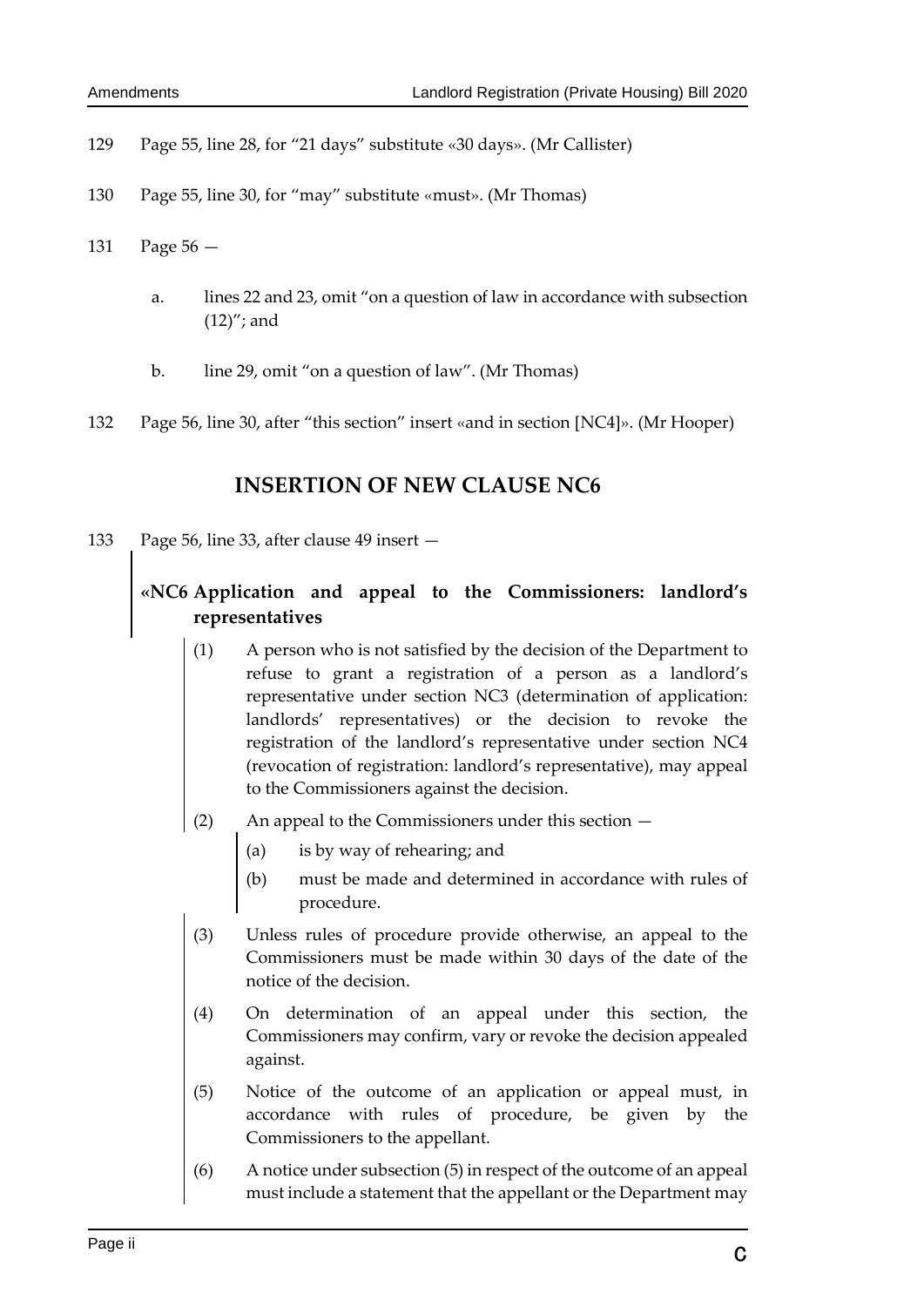129 Page 55, line 28, for "21 days" substitute «30 days». (Mr Callister)

130 Page 55, line 30, for "may" substitute «must». (Mr Thomas)

131 Page 56 —

a. lines 22 and 23, omit "on a question of law in accordance with subsection (12)"; and

b. line 29, omit "on a question of law". (Mr Thomas)

132 Page 56, line 30, after "this section" insert «and in section [NC4]». (Mr Hooper)

## INSERTION OF NEW CLAUSE NC6

133 Page 56, line 33, after clause 49 insert —

**«NC6 Application and appeal to the Commissioners: landlord's representatives**

(1) A person who is not satisfied by the decision of the Department to refuse to grant a registration of a person as a landlord's representative under section NC3 (determination of application: landlords' representatives) or the decision to revoke the registration of the landlord's representative under section NC4 (revocation of registration: landlord's representative), may appeal to the Commissioners against the decision.

(2) An appeal to the Commissioners under this section —

(a) is by way of rehearing; and

(b) must be made and determined in accordance with rules of procedure.

(3) Unless rules of procedure provide otherwise, an appeal to the Commissioners must be made within 30 days of the date of the notice of the decision.

(4) On determination of an appeal under this section, the Commissioners may confirm, vary or revoke the decision appealed against.

(5) Notice of the outcome of an application or appeal must, in accordance with rules of procedure, be given by the Commissioners to the appellant.

(6) A notice under subsection (5) in respect of the outcome of an appeal must include a statement that the appellant or the Department may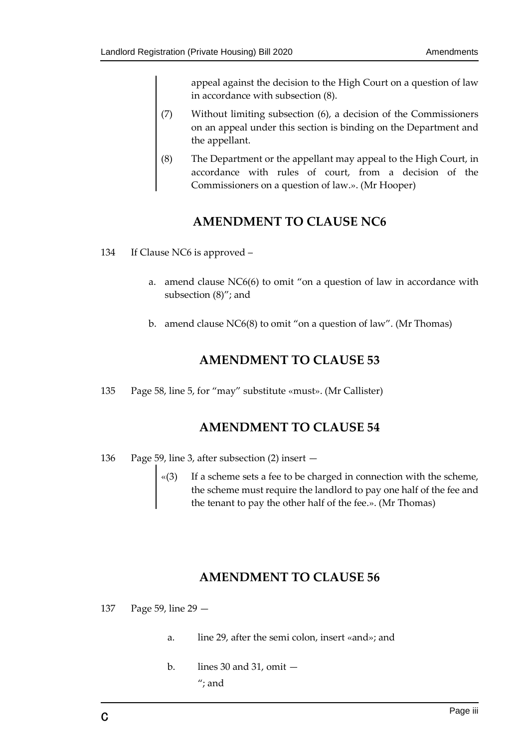appeal against the decision to the High Court on a question of law in accordance with subsection (8).

(7) Without limiting subsection (6), a decision of the Commissioners on an appeal under this section is binding on the Department and the appellant.

(8) The Department or the appellant may appeal to the High Court, in accordance with rules of court, from a decision of the Commissioners on a question of law.». (Mr Hooper)

## AMENDMENT TO CLAUSE NC6

134 If Clause NC6 is approved –

a. amend clause NC6(6) to omit "on a question of law in accordance with subsection (8)"; and

b. amend clause NC6(8) to omit "on a question of law". (Mr Thomas)

## AMENDMENT TO CLAUSE 53

135 Page 58, line 5, for "may" substitute «must». (Mr Callister)

## AMENDMENT TO CLAUSE 54

136 Page 59, line 3, after subsection (2) insert —

«(3) If a scheme sets a fee to be charged in connection with the scheme, the scheme must require the landlord to pay one half of the fee and the tenant to pay the other half of the fee.». (Mr Thomas)

## AMENDMENT TO CLAUSE 56

137 Page 59, line 29 —

a. line 29, after the semi colon, insert «and»; and

b. lines 30 and 31, omit —

"; and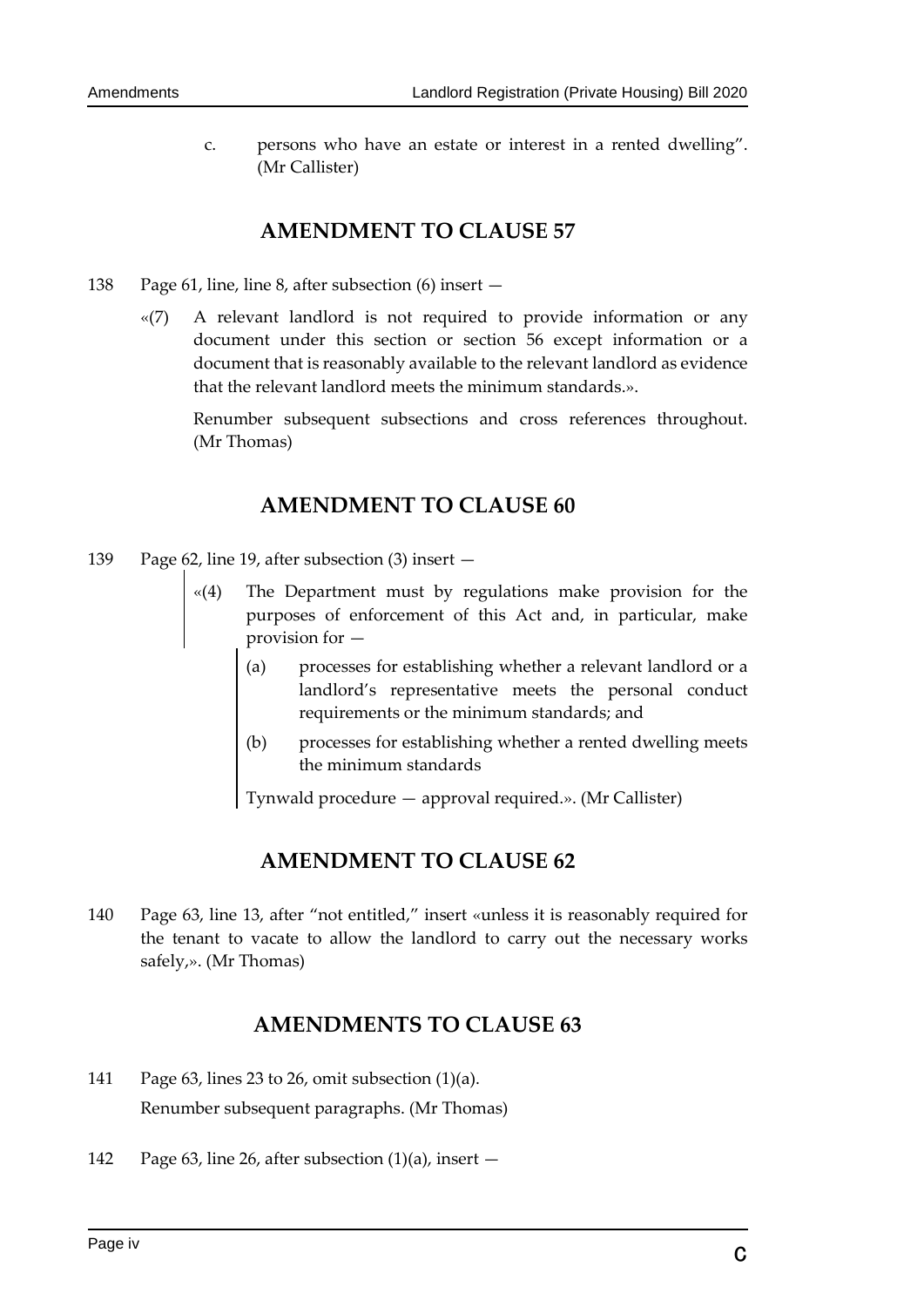c. persons who have an estate or interest in a rented dwelling". (Mr Callister)

## AMENDMENT TO CLAUSE 57

138 Page 61, line, line 8, after subsection (6) insert —

«(7) A relevant landlord is not required to provide information or any document under this section or section 56 except information or a document that is reasonably available to the relevant landlord as evidence that the relevant landlord meets the minimum standards.».

Renumber subsequent subsections and cross references throughout. (Mr Thomas)

## AMENDMENT TO CLAUSE 60

139 Page 62, line 19, after subsection (3) insert —

«(4) The Department must by regulations make provision for the purposes of enforcement of this Act and, in particular, make provision for —

(a) processes for establishing whether a relevant landlord or a landlord's representative meets the personal conduct requirements or the minimum standards; and

(b) processes for establishing whether a rented dwelling meets the minimum standards

Tynwald procedure — approval required.». (Mr Callister)

## AMENDMENT TO CLAUSE 62

140 Page 63, line 13, after "not entitled," insert «unless it is reasonably required for the tenant to vacate to allow the landlord to carry out the necessary works safely,». (Mr Thomas)

## AMENDMENTS TO CLAUSE 63

141 Page 63, lines 23 to 26, omit subsection (1)(a).

Renumber subsequent paragraphs. (Mr Thomas)

142 Page 63, line 26, after subsection (1)(a), insert —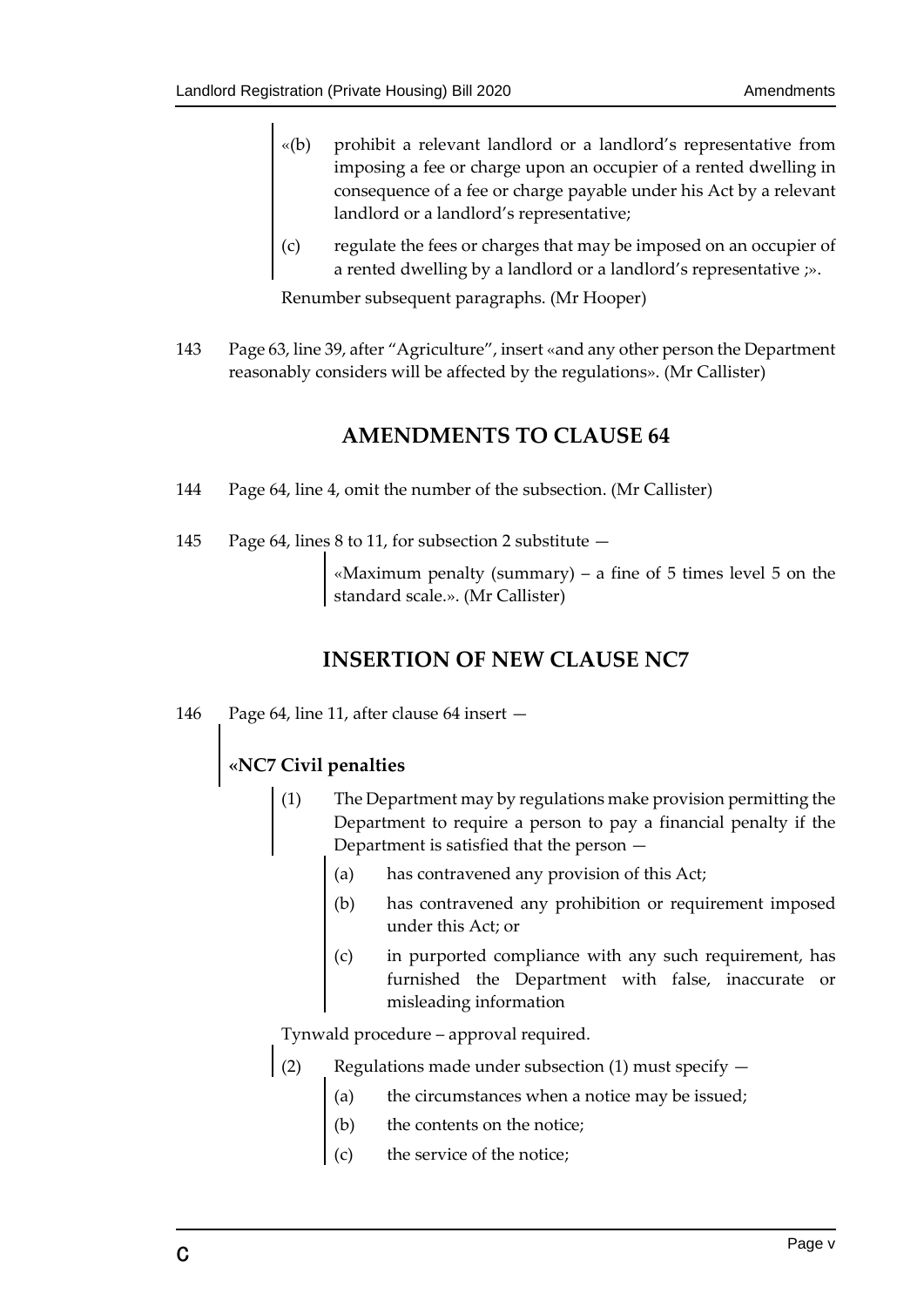«(b) prohibit a relevant landlord or a landlord's representative from imposing a fee or charge upon an occupier of a rented dwelling in consequence of a fee or charge payable under his Act by a relevant landlord or a landlord's representative;

(c) regulate the fees or charges that may be imposed on an occupier of a rented dwelling by a landlord or a landlord's representative ;».

Renumber subsequent paragraphs. (Mr Hooper)

143 Page 63, line 39, after "Agriculture", insert «and any other person the Department reasonably considers will be affected by the regulations». (Mr Callister)

## AMENDMENTS TO CLAUSE 64

144 Page 64, line 4, omit the number of the subsection. (Mr Callister)

145 Page 64, lines 8 to 11, for subsection 2 substitute —

«Maximum penalty (summary) – a fine of 5 times level 5 on the standard scale.». (Mr Callister)

## INSERTION OF NEW CLAUSE NC7

146 Page 64, line 11, after clause 64 insert —

**«NC7 Civil penalties**

(1) The Department may by regulations make provision permitting the Department to require a person to pay a financial penalty if the Department is satisfied that the person —

(a) has contravened any provision of this Act;

(b) has contravened any prohibition or requirement imposed under this Act; or

(c) in purported compliance with any such requirement, has furnished the Department with false, inaccurate or misleading information

Tynwald procedure – approval required.

(2) Regulations made under subsection (1) must specify —

(a) the circumstances when a notice may be issued;

(b) the contents on the notice;

(c) the service of the notice;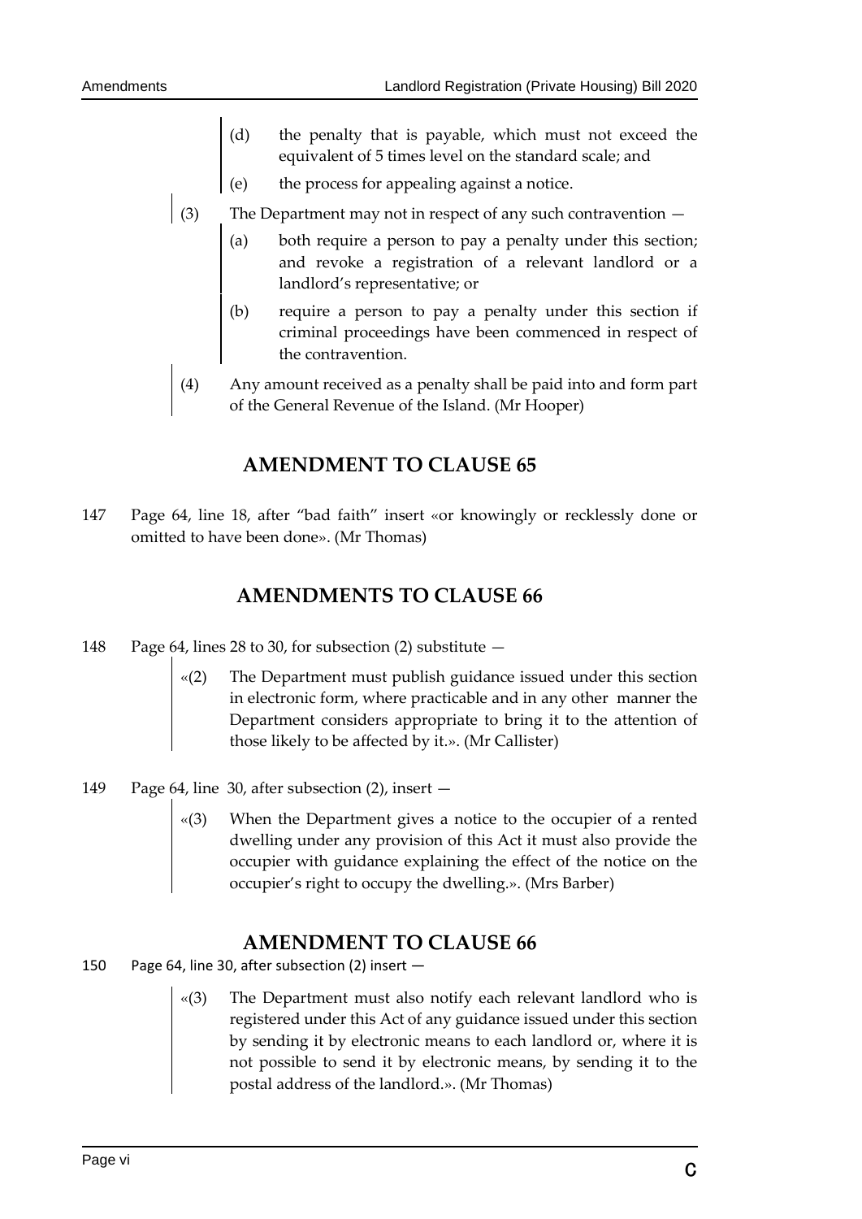(d) the penalty that is payable, which must not exceed the equivalent of 5 times level on the standard scale; and

(e) the process for appealing against a notice.

(3) The Department may not in respect of any such contravention —

(a) both require a person to pay a penalty under this section; and revoke a registration of a relevant landlord or a landlord's representative; or

(b) require a person to pay a penalty under this section if criminal proceedings have been commenced in respect of the contravention.

(4) Any amount received as a penalty shall be paid into and form part of the General Revenue of the Island. (Mr Hooper)

## AMENDMENT TO CLAUSE 65

147 Page 64, line 18, after "bad faith" insert «or knowingly or recklessly done or omitted to have been done». (Mr Thomas)

## AMENDMENTS TO CLAUSE 66

148 Page 64, lines 28 to 30, for subsection (2) substitute —

«(2) The Department must publish guidance issued under this section in electronic form, where practicable and in any other manner the Department considers appropriate to bring it to the attention of those likely to be affected by it.». (Mr Callister)

149 Page 64, line 30, after subsection (2), insert —

«(3) When the Department gives a notice to the occupier of a rented dwelling under any provision of this Act it must also provide the occupier with guidance explaining the effect of the notice on the occupier's right to occupy the dwelling.». (Mrs Barber)

## AMENDMENT TO CLAUSE 66

150 Page 64, line 30, after subsection (2) insert —

«(3) The Department must also notify each relevant landlord who is registered under this Act of any guidance issued under this section by sending it by electronic means to each landlord or, where it is not possible to send it by electronic means, by sending it to the postal address of the landlord.». (Mr Thomas)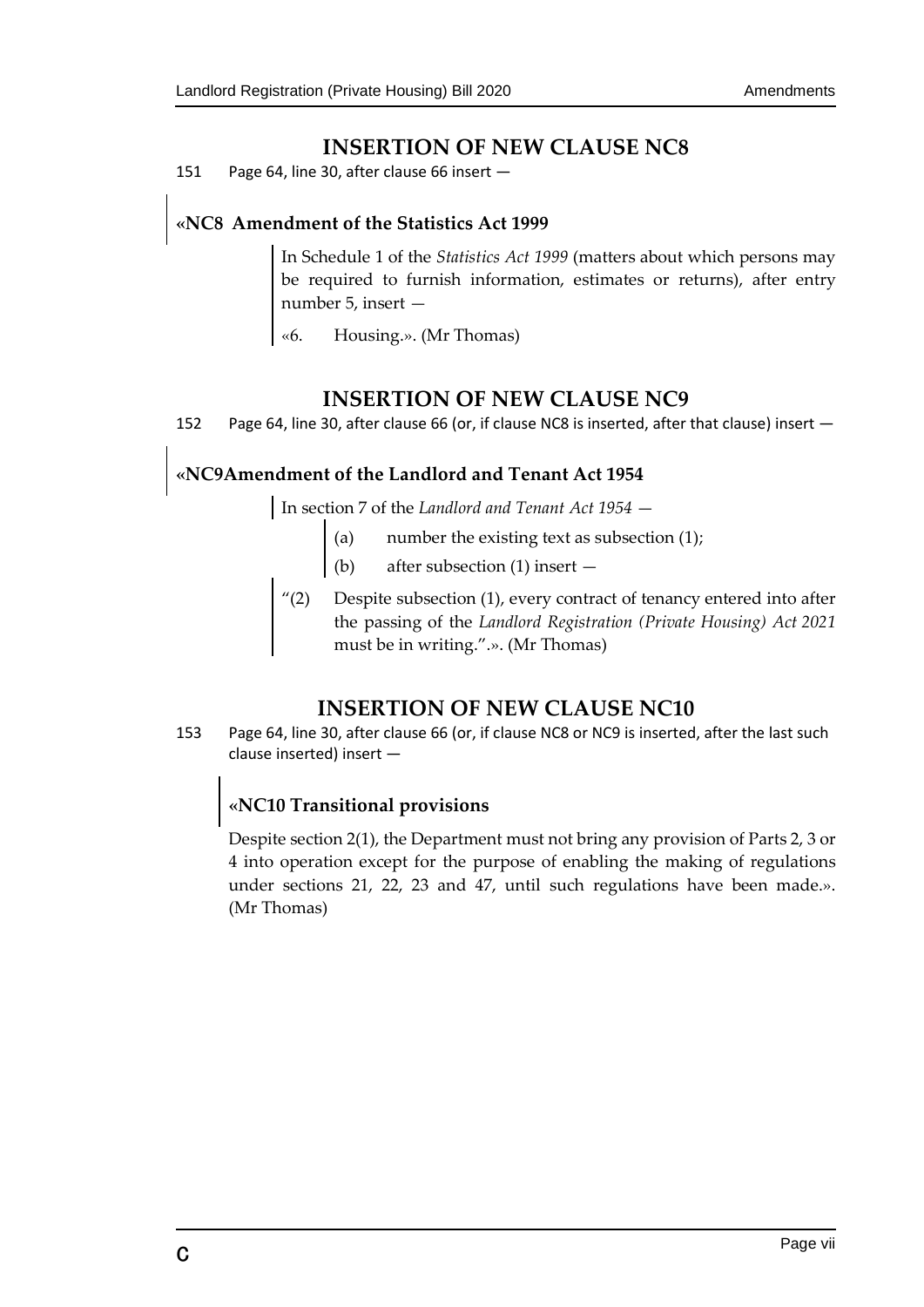## INSERTION OF NEW CLAUSE NC8

151 Page 64, line 30, after clause 66 insert —

**«NC8 Amendment of the Statistics Act 1999**

In Schedule 1 of the *Statistics Act 1999* (matters about which persons may be required to furnish information, estimates or returns), after entry number 5, insert —

«6. Housing.». (Mr Thomas)

## INSERTION OF NEW CLAUSE NC9

152 Page 64, line 30, after clause 66 (or, if clause NC8 is inserted, after that clause) insert —

**«NC9Amendment of the Landlord and Tenant Act 1954**

In section 7 of the *Landlord and Tenant Act 1954* —

(a) number the existing text as subsection (1);

(b) after subsection (1) insert —

“(2) Despite subsection (1), every contract of tenancy entered into after the passing of the *Landlord Registration (Private Housing) Act 2021* must be in writing.”.». (Mr Thomas)

## INSERTION OF NEW CLAUSE NC10

153 Page 64, line 30, after clause 66 (or, if clause NC8 or NC9 is inserted, after the last such clause inserted) insert —

**«NC10 Transitional provisions**

Despite section 2(1), the Department must not bring any provision of Parts 2, 3 or 4 into operation except for the purpose of enabling the making of regulations under sections 21, 22, 23 and 47, until such regulations have been made.». (Mr Thomas)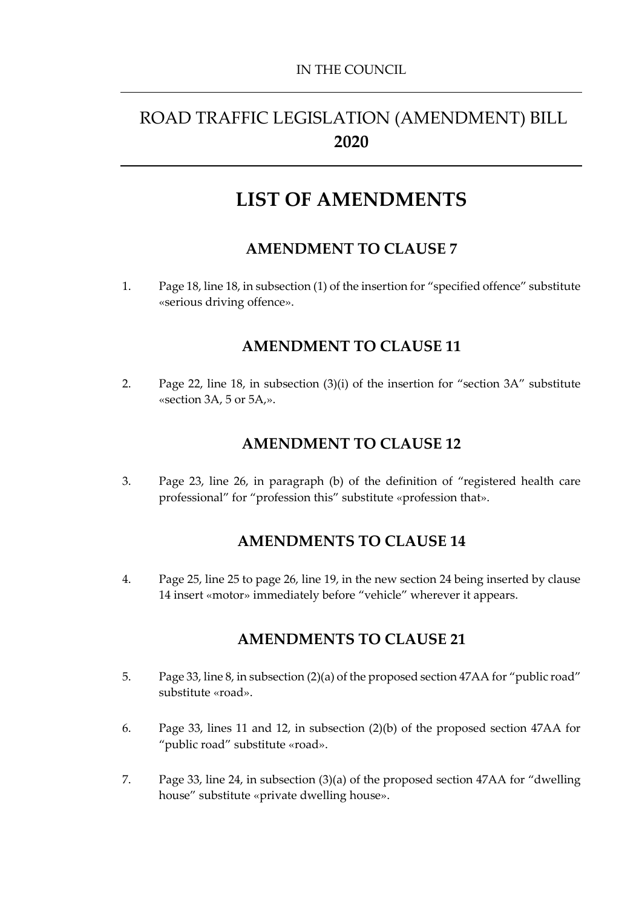IN THE COUNCIL

# ROAD TRAFFIC LEGISLATION (AMENDMENT) BILL 2020

# LIST OF AMENDMENTS

## AMENDMENT TO CLAUSE 7

1. Page 18, line 18, in subsection (1) of the insertion for "specified offence" substitute «serious driving offence».

## AMENDMENT TO CLAUSE 11

2. Page 22, line 18, in subsection (3)(i) of the insertion for "section 3A" substitute «section 3A, 5 or 5A,».

## AMENDMENT TO CLAUSE 12

3. Page 23, line 26, in paragraph (b) of the definition of "registered health care professional" for "profession this" substitute «profession that».

## AMENDMENTS TO CLAUSE 14

4. Page 25, line 25 to page 26, line 19, in the new section 24 being inserted by clause 14 insert «motor» immediately before "vehicle" wherever it appears.

## AMENDMENTS TO CLAUSE 21

5. Page 33, line 8, in subsection (2)(a) of the proposed section 47AA for "public road" substitute «road».

6. Page 33, lines 11 and 12, in subsection (2)(b) of the proposed section 47AA for "public road" substitute «road».

7. Page 33, line 24, in subsection (3)(a) of the proposed section 47AA for "dwelling house" substitute «private dwelling house».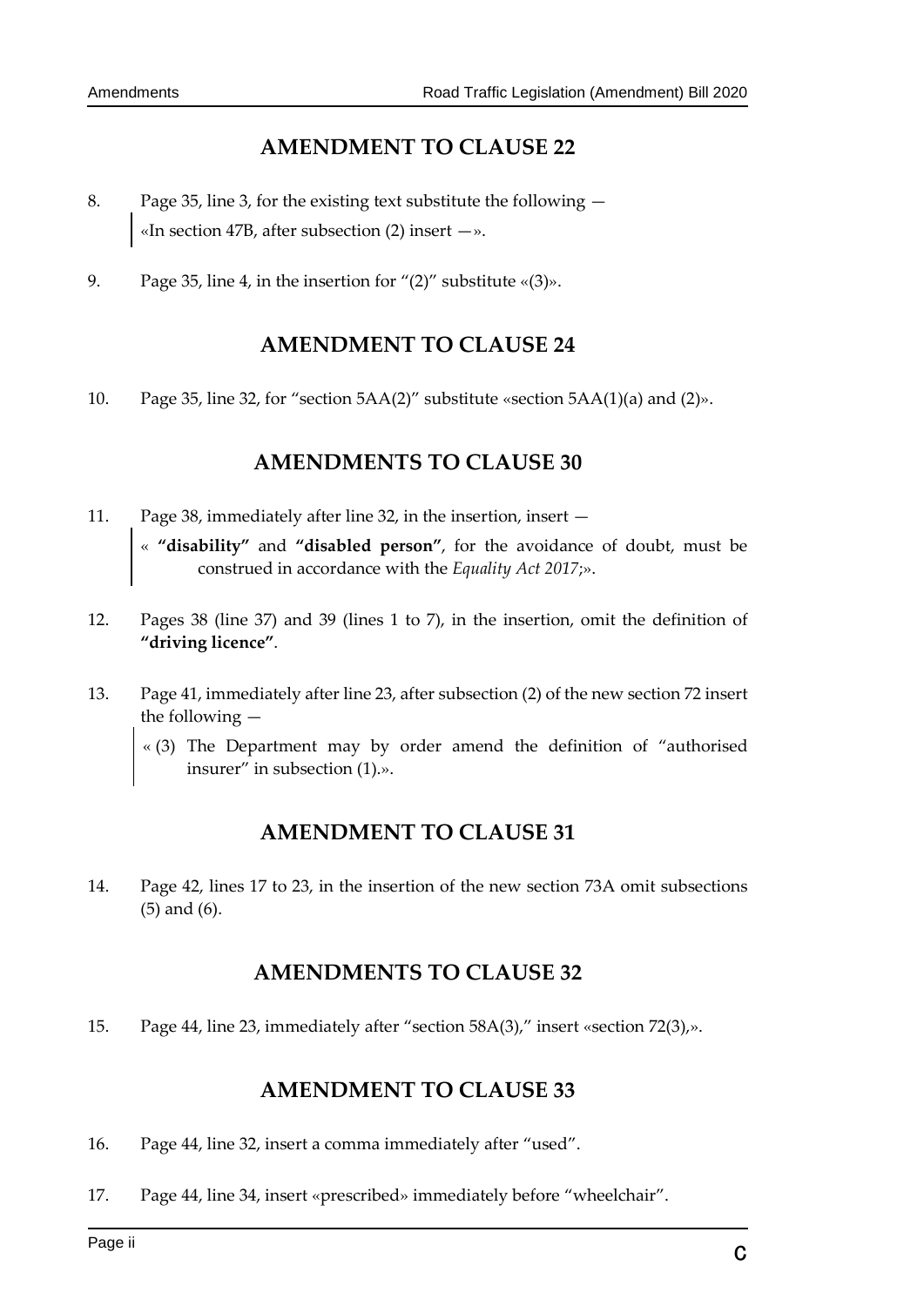## AMENDMENT TO CLAUSE 22

8. Page 35, line 3, for the existing text substitute the following —

   «In section 47B, after subsection (2) insert —».

9. Page 35, line 4, in the insertion for "(2)" substitute «(3)».

## AMENDMENT TO CLAUSE 24

10. Page 35, line 32, for "section 5AA(2)" substitute «section 5AA(1)(a) and (2)».

## AMENDMENTS TO CLAUSE 30

11. Page 38, immediately after line 32, in the insertion, insert —

    « **"disability"** and **"disabled person"**, for the avoidance of doubt, must be construed in accordance with the *Equality Act 2017*;».

12. Pages 38 (line 37) and 39 (lines 1 to 7), in the insertion, omit the definition of **"driving licence"**.

13. Page 41, immediately after line 23, after subsection (2) of the new section 72 insert the following —

    « (3) The Department may by order amend the definition of "authorised insurer" in subsection (1).».

## AMENDMENT TO CLAUSE 31

14. Page 42, lines 17 to 23, in the insertion of the new section 73A omit subsections (5) and (6).

## AMENDMENTS TO CLAUSE 32

15. Page 44, line 23, immediately after "section 58A(3)," insert «section 72(3),».

## AMENDMENT TO CLAUSE 33

16. Page 44, line 32, insert a comma immediately after "used".

17. Page 44, line 34, insert «prescribed» immediately before "wheelchair".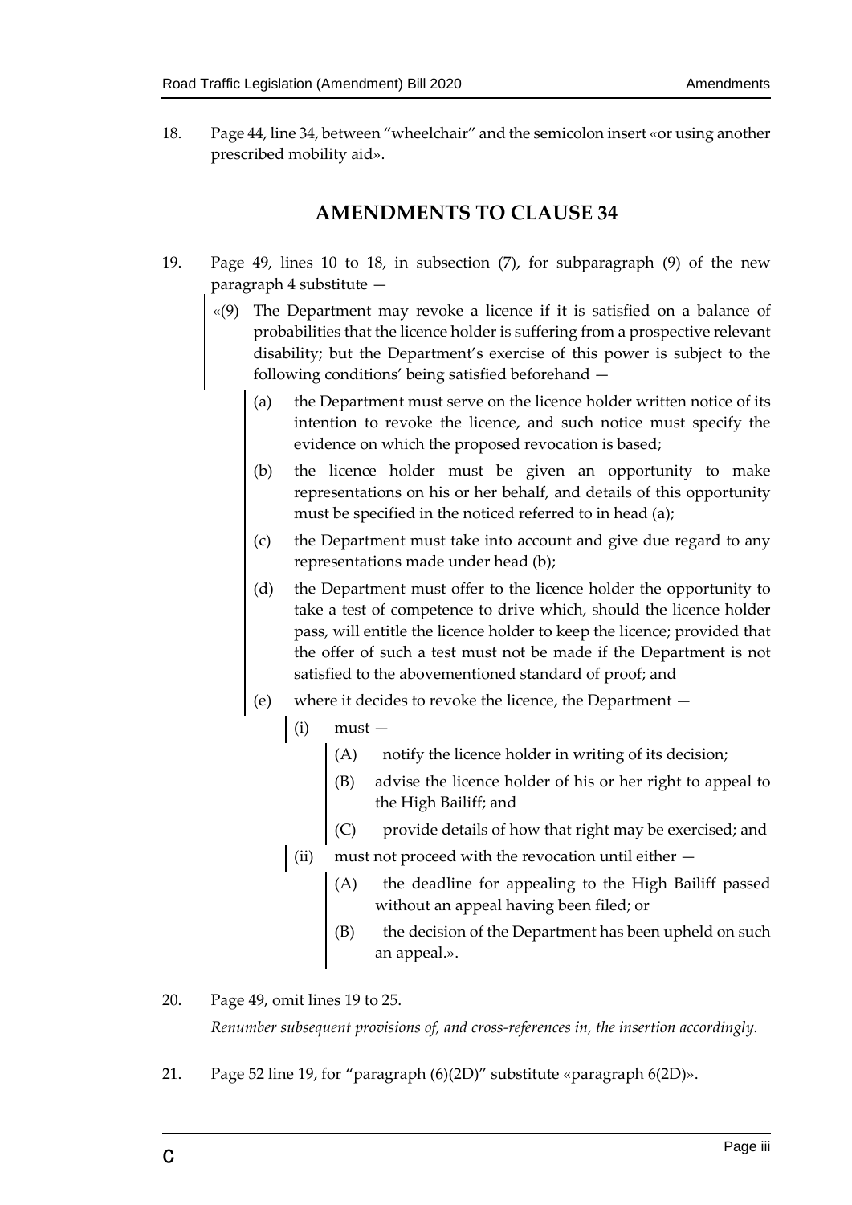18. Page 44, line 34, between "wheelchair" and the semicolon insert «or using another prescribed mobility aid».

## AMENDMENTS TO CLAUSE 34

19. Page 49, lines 10 to 18, in subsection (7), for subparagraph (9) of the new paragraph 4 substitute —

 «(9) The Department may revoke a licence if it is satisfied on a balance of probabilities that the licence holder is suffering from a prospective relevant disability; but the Department's exercise of this power is subject to the following conditions' being satisfied beforehand —

 (a) the Department must serve on the licence holder written notice of its intention to revoke the licence, and such notice must specify the evidence on which the proposed revocation is based;

 (b) the licence holder must be given an opportunity to make representations on his or her behalf, and details of this opportunity must be specified in the noticed referred to in head (a);

 (c) the Department must take into account and give due regard to any representations made under head (b);

 (d) the Department must offer to the licence holder the opportunity to take a test of competence to drive which, should the licence holder pass, will entitle the licence holder to keep the licence; provided that the offer of such a test must not be made if the Department is not satisfied to the abovementioned standard of proof; and

 (e) where it decides to revoke the licence, the Department —

 (i) must —

 (A) notify the licence holder in writing of its decision;

 (B) advise the licence holder of his or her right to appeal to the High Bailiff; and

 (C) provide details of how that right may be exercised; and

 (ii) must not proceed with the revocation until either —

 (A) the deadline for appealing to the High Bailiff passed without an appeal having been filed; or

 (B) the decision of the Department has been upheld on such an appeal.».

20. Page 49, omit lines 19 to 25.

 *Renumber subsequent provisions of, and cross-references in, the insertion accordingly.*

21. Page 52 line 19, for "paragraph (6)(2D)" substitute «paragraph 6(2D)».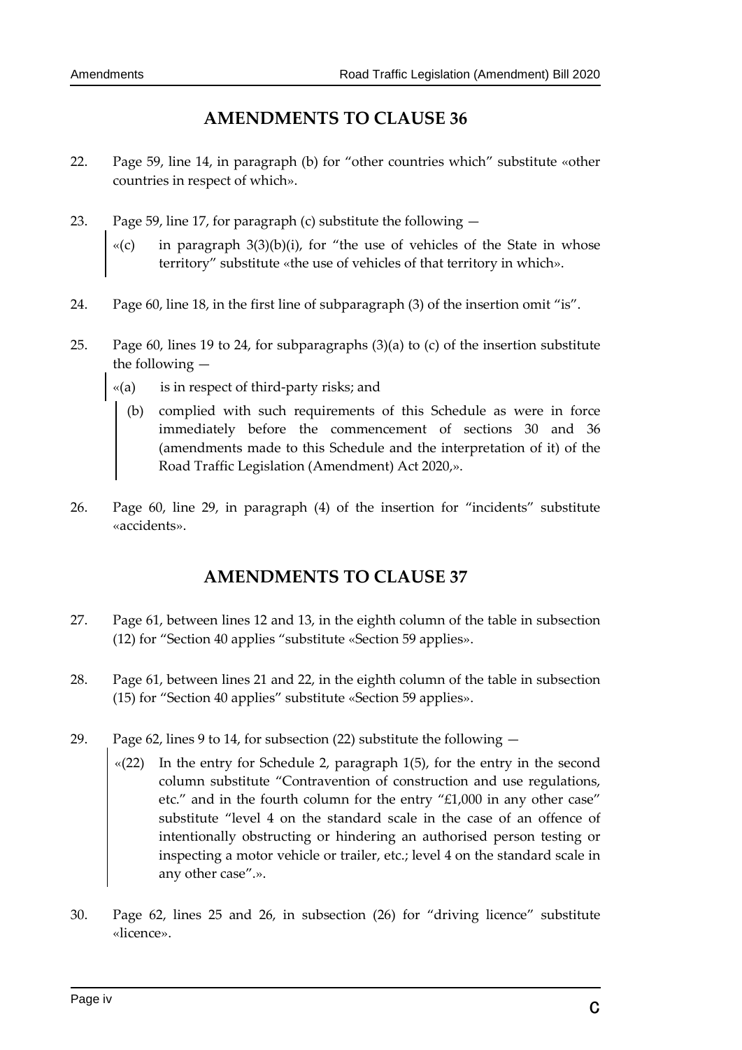## AMENDMENTS TO CLAUSE 36

22. Page 59, line 14, in paragraph (b) for "other countries which" substitute «other countries in respect of which».

23. Page 59, line 17, for paragraph (c) substitute the following —

    «(c) in paragraph 3(3)(b)(i), for "the use of vehicles of the State in whose territory" substitute «the use of vehicles of that territory in which».

24. Page 60, line 18, in the first line of subparagraph (3) of the insertion omit "is".

25. Page 60, lines 19 to 24, for subparagraphs (3)(a) to (c) of the insertion substitute the following —

    «(a) is in respect of third-party risks; and

    (b) complied with such requirements of this Schedule as were in force immediately before the commencement of sections 30 and 36 (amendments made to this Schedule and the interpretation of it) of the Road Traffic Legislation (Amendment) Act 2020,».

26. Page 60, line 29, in paragraph (4) of the insertion for "incidents" substitute «accidents».

## AMENDMENTS TO CLAUSE 37

27. Page 61, between lines 12 and 13, in the eighth column of the table in subsection (12) for "Section 40 applies "substitute «Section 59 applies».

28. Page 61, between lines 21 and 22, in the eighth column of the table in subsection (15) for "Section 40 applies" substitute «Section 59 applies».

29. Page 62, lines 9 to 14, for subsection (22) substitute the following —

    «(22) In the entry for Schedule 2, paragraph 1(5), for the entry in the second column substitute "Contravention of construction and use regulations, etc." and in the fourth column for the entry "£1,000 in any other case" substitute "level 4 on the standard scale in the case of an offence of intentionally obstructing or hindering an authorised person testing or inspecting a motor vehicle or trailer, etc.; level 4 on the standard scale in any other case".».

30. Page 62, lines 25 and 26, in subsection (26) for "driving licence" substitute «licence».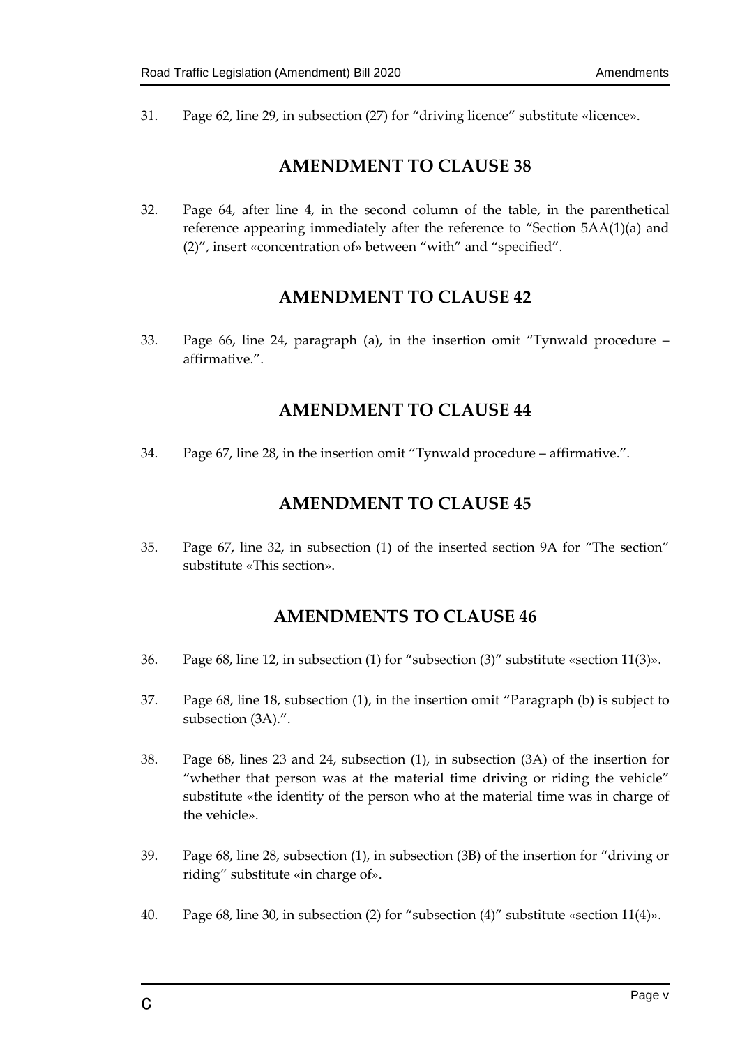31. Page 62, line 29, in subsection (27) for “driving licence” substitute «licence».

## AMENDMENT TO CLAUSE 38

32. Page 64, after line 4, in the second column of the table, in the parenthetical reference appearing immediately after the reference to “Section 5AA(1)(a) and (2)”, insert «concentration of» between “with” and “specified”.

## AMENDMENT TO CLAUSE 42

33. Page 66, line 24, paragraph (a), in the insertion omit “Tynwald procedure – affirmative.”.

## AMENDMENT TO CLAUSE 44

34. Page 67, line 28, in the insertion omit “Tynwald procedure – affirmative.”.

## AMENDMENT TO CLAUSE 45

35. Page 67, line 32, in subsection (1) of the inserted section 9A for “The section” substitute «This section».

## AMENDMENTS TO CLAUSE 46

36. Page 68, line 12, in subsection (1) for “subsection (3)” substitute «section 11(3)».

37. Page 68, line 18, subsection (1), in the insertion omit “Paragraph (b) is subject to subsection (3A).”.

38. Page 68, lines 23 and 24, subsection (1), in subsection (3A) of the insertion for “whether that person was at the material time driving or riding the vehicle” substitute «the identity of the person who at the material time was in charge of the vehicle».

39. Page 68, line 28, subsection (1), in subsection (3B) of the insertion for “driving or riding” substitute «in charge of».

40. Page 68, line 30, in subsection (2) for “subsection (4)” substitute «section 11(4)».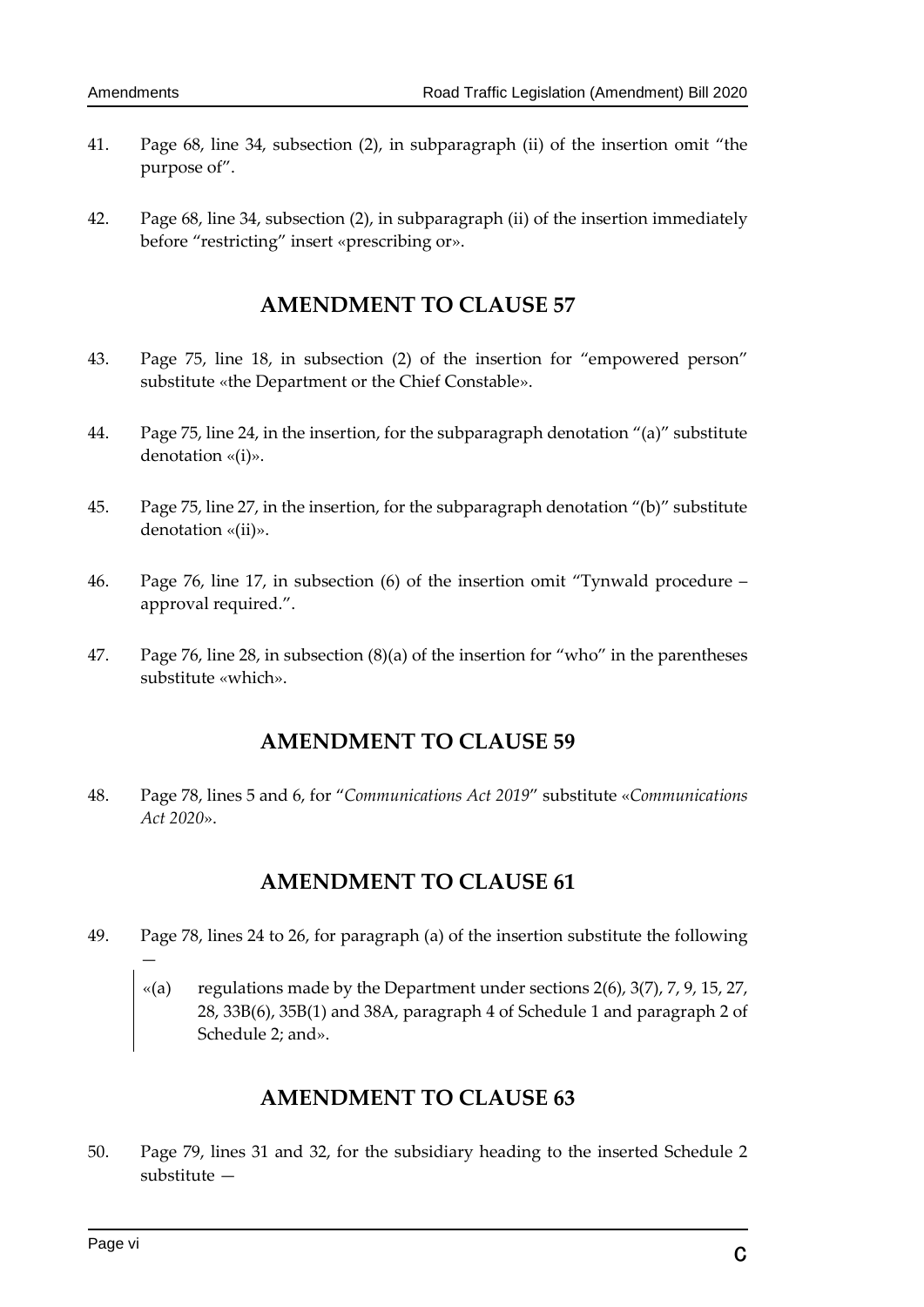41. Page 68, line 34, subsection (2), in subparagraph (ii) of the insertion omit "the purpose of".

42. Page 68, line 34, subsection (2), in subparagraph (ii) of the insertion immediately before "restricting" insert «prescribing or».

## AMENDMENT TO CLAUSE 57

43. Page 75, line 18, in subsection (2) of the insertion for "empowered person" substitute «the Department or the Chief Constable».

44. Page 75, line 24, in the insertion, for the subparagraph denotation "(a)" substitute denotation «(i)».

45. Page 75, line 27, in the insertion, for the subparagraph denotation "(b)" substitute denotation «(ii)».

46. Page 76, line 17, in subsection (6) of the insertion omit "Tynwald procedure – approval required.".

47. Page 76, line 28, in subsection (8)(a) of the insertion for "who" in the parentheses substitute «which».

## AMENDMENT TO CLAUSE 59

48. Page 78, lines 5 and 6, for "*Communications Act 2019*" substitute «*Communications Act 2020*».

## AMENDMENT TO CLAUSE 61

49. Page 78, lines 24 to 26, for paragraph (a) of the insertion substitute the following —

    «(a) regulations made by the Department under sections 2(6), 3(7), 7, 9, 15, 27, 28, 33B(6), 35B(1) and 38A, paragraph 4 of Schedule 1 and paragraph 2 of Schedule 2; and».

## AMENDMENT TO CLAUSE 63

50. Page 79, lines 31 and 32, for the subsidiary heading to the inserted Schedule 2 substitute —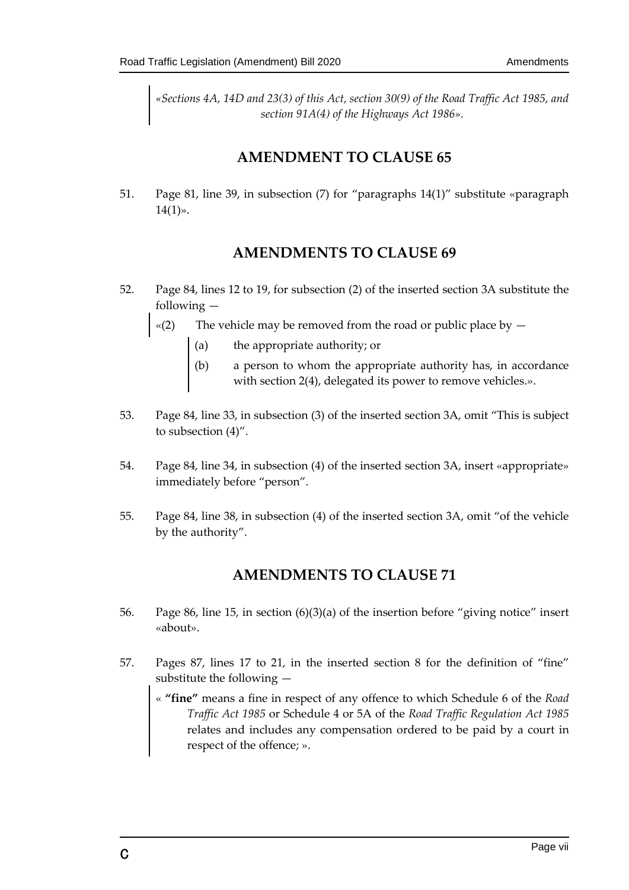*«Sections 4A, 14D and 23(3) of this Act, section 30(9) of the Road Traffic Act 1985, and section 91A(4) of the Highways Act 1986».*

## AMENDMENT TO CLAUSE 65

51. Page 81, line 39, in subsection (7) for "paragraphs 14(1)" substitute «paragraph 14(1)».

## AMENDMENTS TO CLAUSE 69

52. Page 84, lines 12 to 19, for subsection (2) of the inserted section 3A substitute the following —

    «(2) The vehicle may be removed from the road or public place by —

    (a) the appropriate authority; or

    (b) a person to whom the appropriate authority has, in accordance with section 2(4), delegated its power to remove vehicles.».

53. Page 84, line 33, in subsection (3) of the inserted section 3A, omit "This is subject to subsection (4)".

54. Page 84, line 34, in subsection (4) of the inserted section 3A, insert «appropriate» immediately before "person".

55. Page 84, line 38, in subsection (4) of the inserted section 3A, omit "of the vehicle by the authority".

## AMENDMENTS TO CLAUSE 71

56. Page 86, line 15, in section (6)(3)(a) of the insertion before "giving notice" insert «about».

57. Pages 87, lines 17 to 21, in the inserted section 8 for the definition of "fine" substitute the following —

    « **"fine"** means a fine in respect of any offence to which Schedule 6 of the *Road Traffic Act 1985* or Schedule 4 or 5A of the *Road Traffic Regulation Act 1985* relates and includes any compensation ordered to be paid by a court in respect of the offence; ».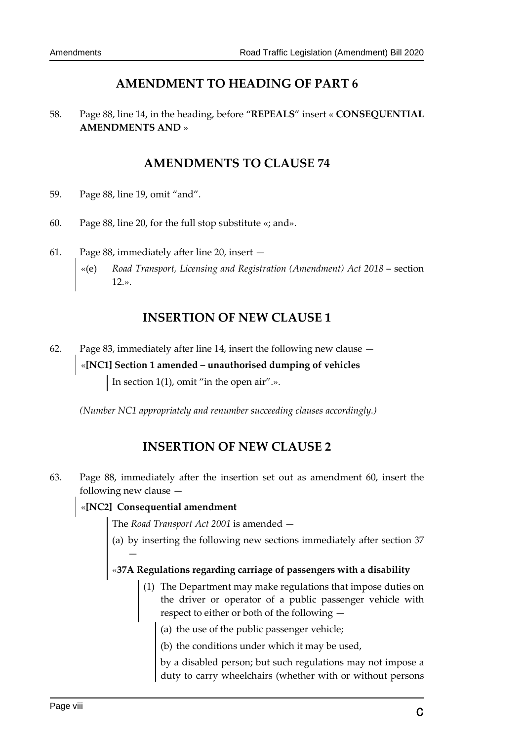## AMENDMENT TO HEADING OF PART 6

58. Page 88, line 14, in the heading, before "**REPEALS**" insert « **CONSEQUENTIAL AMENDMENTS AND** »

## AMENDMENTS TO CLAUSE 74

59. Page 88, line 19, omit "and".

60. Page 88, line 20, for the full stop substitute «; and».

61. Page 88, immediately after line 20, insert —

«(e) *Road Transport, Licensing and Registration (Amendment) Act 2018* – section 12.».

## INSERTION OF NEW CLAUSE 1

62. Page 83, immediately after line 14, insert the following new clause —

«**[NC1] Section 1 amended – unauthorised dumping of vehicles**

In section 1(1), omit "in the open air".».

*(Number NC1 appropriately and renumber succeeding clauses accordingly.)*

## INSERTION OF NEW CLAUSE 2

63. Page 88, immediately after the insertion set out as amendment 60, insert the following new clause —

«**[NC2] Consequential amendment**

The *Road Transport Act 2001* is amended —

(a) by inserting the following new sections immediately after section 37 —

«**37A Regulations regarding carriage of passengers with a disability**

(1) The Department may make regulations that impose duties on the driver or operator of a public passenger vehicle with respect to either or both of the following —

(a) the use of the public passenger vehicle;

(b) the conditions under which it may be used,

by a disabled person; but such regulations may not impose a duty to carry wheelchairs (whether with or without persons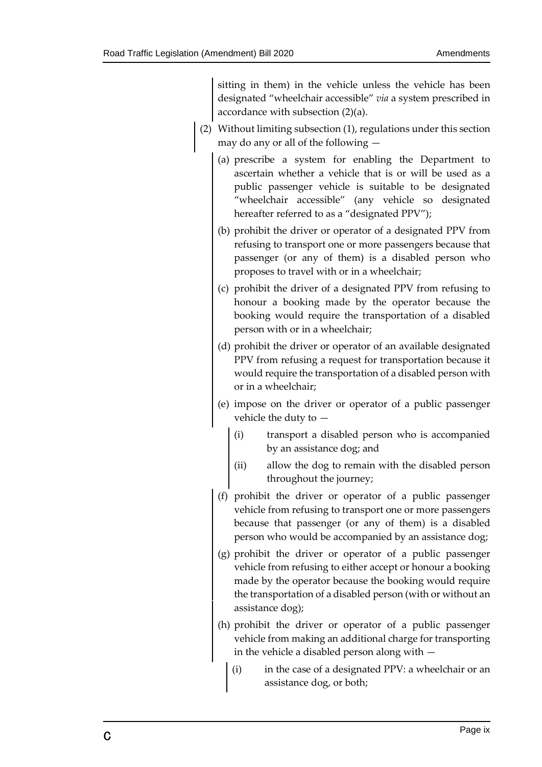sitting in them) in the vehicle unless the vehicle has been designated "wheelchair accessible" *via* a system prescribed in accordance with subsection (2)(a).

(2) Without limiting subsection (1), regulations under this section may do any or all of the following —

(a) prescribe a system for enabling the Department to ascertain whether a vehicle that is or will be used as a public passenger vehicle is suitable to be designated "wheelchair accessible" (any vehicle so designated hereafter referred to as a "designated PPV");

(b) prohibit the driver or operator of a designated PPV from refusing to transport one or more passengers because that passenger (or any of them) is a disabled person who proposes to travel with or in a wheelchair;

(c) prohibit the driver of a designated PPV from refusing to honour a booking made by the operator because the booking would require the transportation of a disabled person with or in a wheelchair;

(d) prohibit the driver or operator of an available designated PPV from refusing a request for transportation because it would require the transportation of a disabled person with or in a wheelchair;

(e) impose on the driver or operator of a public passenger vehicle the duty to —

(i) transport a disabled person who is accompanied by an assistance dog; and

(ii) allow the dog to remain with the disabled person throughout the journey;

(f) prohibit the driver or operator of a public passenger vehicle from refusing to transport one or more passengers because that passenger (or any of them) is a disabled person who would be accompanied by an assistance dog;

(g) prohibit the driver or operator of a public passenger vehicle from refusing to either accept or honour a booking made by the operator because the booking would require the transportation of a disabled person (with or without an assistance dog);

(h) prohibit the driver or operator of a public passenger vehicle from making an additional charge for transporting in the vehicle a disabled person along with —

(i) in the case of a designated PPV: a wheelchair or an assistance dog, or both;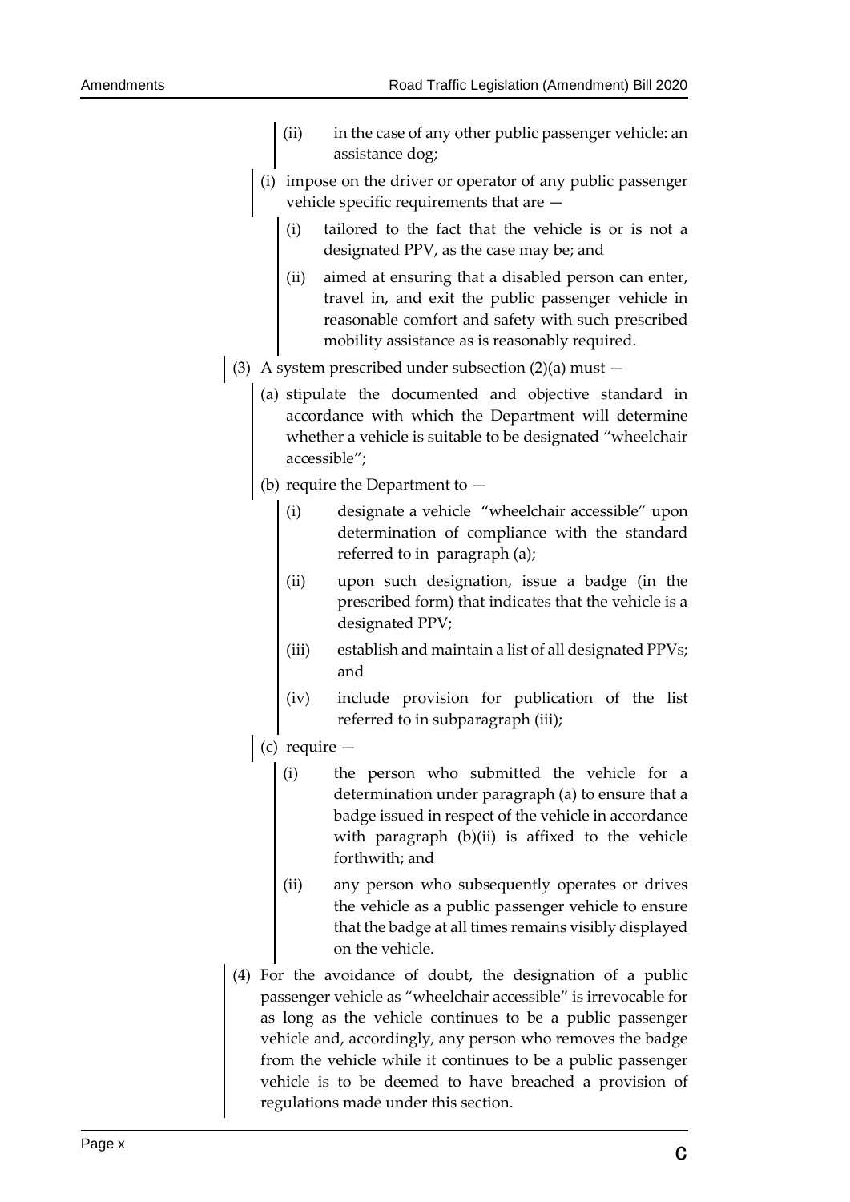(ii) in the case of any other public passenger vehicle: an assistance dog;

(i) impose on the driver or operator of any public passenger vehicle specific requirements that are —

(i) tailored to the fact that the vehicle is or is not a designated PPV, as the case may be; and

(ii) aimed at ensuring that a disabled person can enter, travel in, and exit the public passenger vehicle in reasonable comfort and safety with such prescribed mobility assistance as is reasonably required.

(3) A system prescribed under subsection (2)(a) must —

(a) stipulate the documented and objective standard in accordance with which the Department will determine whether a vehicle is suitable to be designated "wheelchair accessible";

(b) require the Department to —

(i) designate a vehicle "wheelchair accessible" upon determination of compliance with the standard referred to in paragraph (a);

(ii) upon such designation, issue a badge (in the prescribed form) that indicates that the vehicle is a designated PPV;

(iii) establish and maintain a list of all designated PPVs; and

(iv) include provision for publication of the list referred to in subparagraph (iii);

(c) require —

(i) the person who submitted the vehicle for a determination under paragraph (a) to ensure that a badge issued in respect of the vehicle in accordance with paragraph (b)(ii) is affixed to the vehicle forthwith; and

(ii) any person who subsequently operates or drives the vehicle as a public passenger vehicle to ensure that the badge at all times remains visibly displayed on the vehicle.

(4) For the avoidance of doubt, the designation of a public passenger vehicle as "wheelchair accessible" is irrevocable for as long as the vehicle continues to be a public passenger vehicle and, accordingly, any person who removes the badge from the vehicle while it continues to be a public passenger vehicle is to be deemed to have breached a provision of regulations made under this section.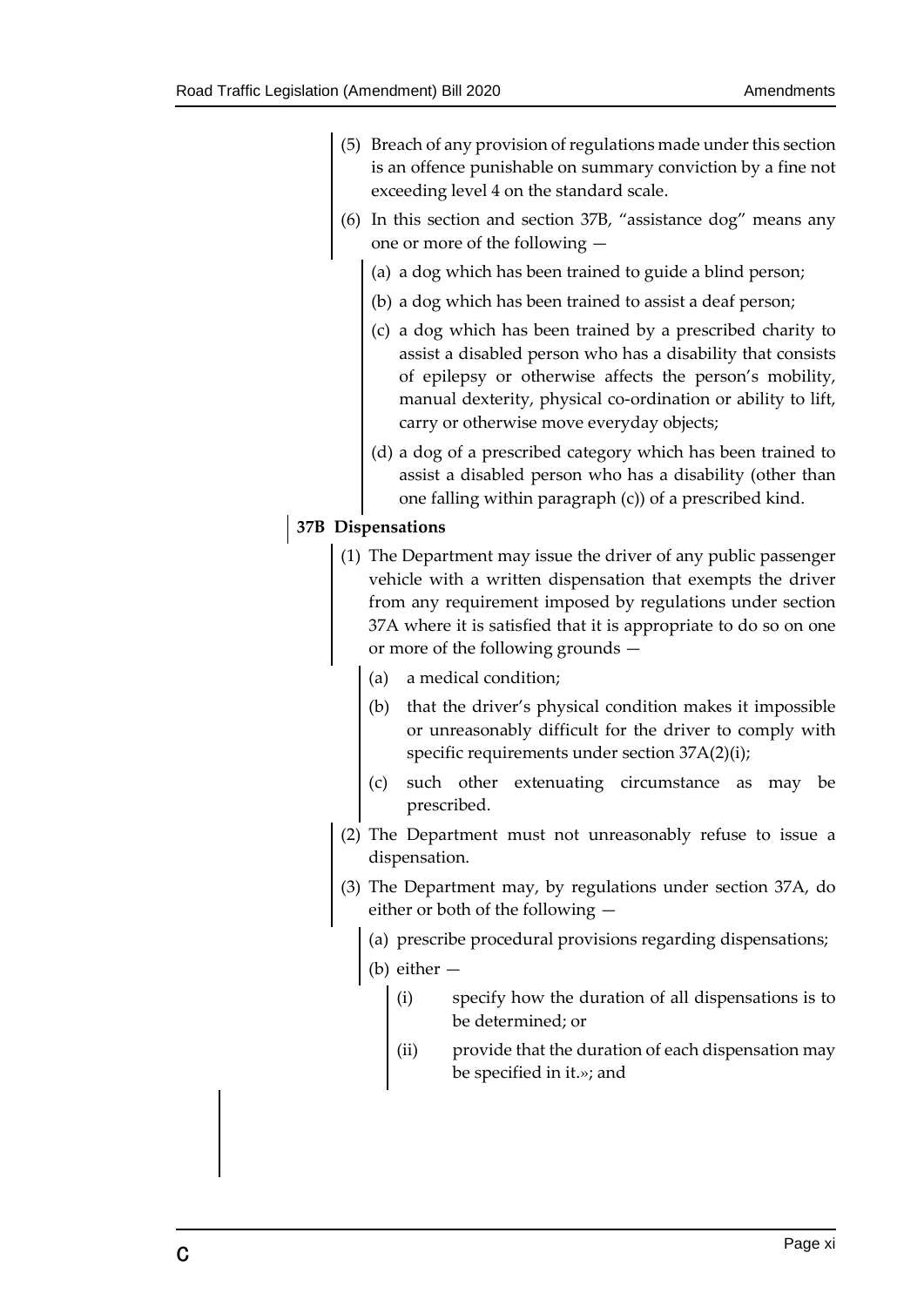(5) Breach of any provision of regulations made under this section is an offence punishable on summary conviction by a fine not exceeding level 4 on the standard scale.

(6) In this section and section 37B, "assistance dog" means any one or more of the following —

(a) a dog which has been trained to guide a blind person;

(b) a dog which has been trained to assist a deaf person;

(c) a dog which has been trained by a prescribed charity to assist a disabled person who has a disability that consists of epilepsy or otherwise affects the person's mobility, manual dexterity, physical co-ordination or ability to lift, carry or otherwise move everyday objects;

(d) a dog of a prescribed category which has been trained to assist a disabled person who has a disability (other than one falling within paragraph (c)) of a prescribed kind.

**37B Dispensations**

(1) The Department may issue the driver of any public passenger vehicle with a written dispensation that exempts the driver from any requirement imposed by regulations under section 37A where it is satisfied that it is appropriate to do so on one or more of the following grounds —

(a) a medical condition;

(b) that the driver's physical condition makes it impossible or unreasonably difficult for the driver to comply with specific requirements under section 37A(2)(i);

(c) such other extenuating circumstance as may be prescribed.

(2) The Department must not unreasonably refuse to issue a dispensation.

(3) The Department may, by regulations under section 37A, do either or both of the following —

(a) prescribe procedural provisions regarding dispensations;

(b) either —

(i) specify how the duration of all dispensations is to be determined; or

(ii) provide that the duration of each dispensation may be specified in it.»; and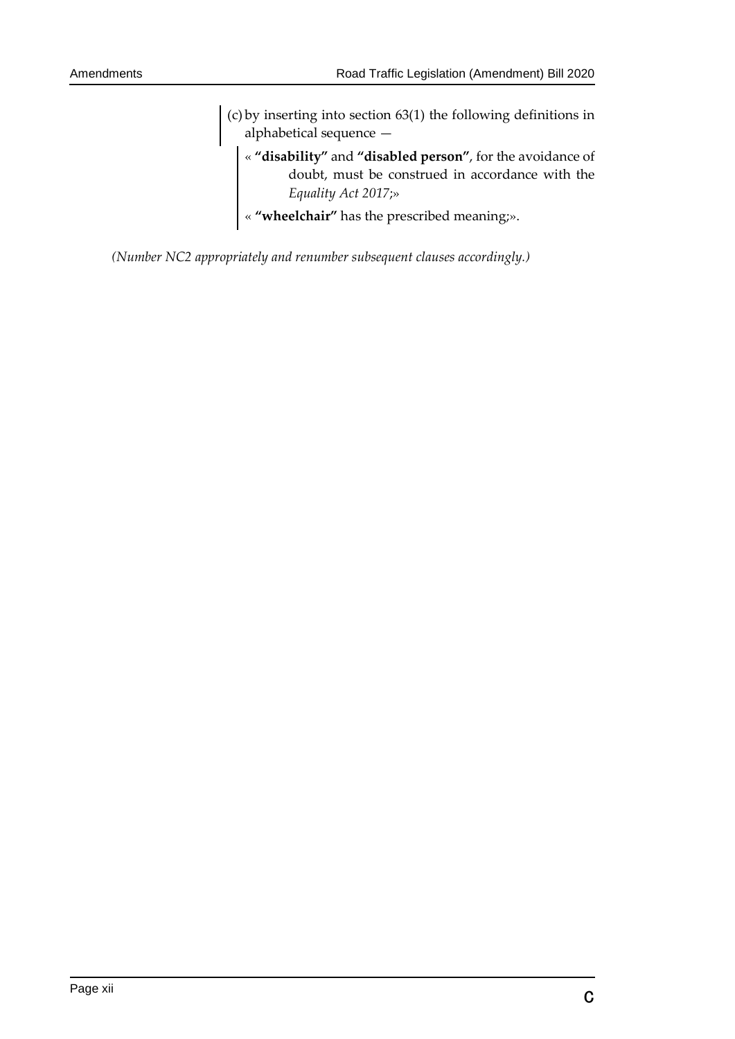(c) by inserting into section 63(1) the following definitions in alphabetical sequence —

« **"disability"** and **"disabled person"**, for the avoidance of doubt, must be construed in accordance with the *Equality Act 2017*;»

« **"wheelchair"** has the prescribed meaning;».

*(Number NC2 appropriately and renumber subsequent clauses accordingly.)*